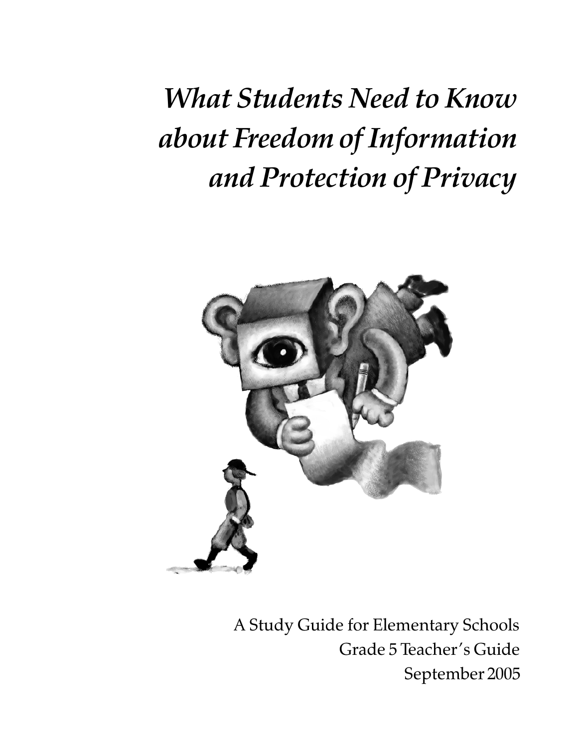# *What Students Need to Know about Freedom of Information and Protection of Privacy*

A Study Guide for Elementary Schools
Grade 5 Teacher's Guide
September 2005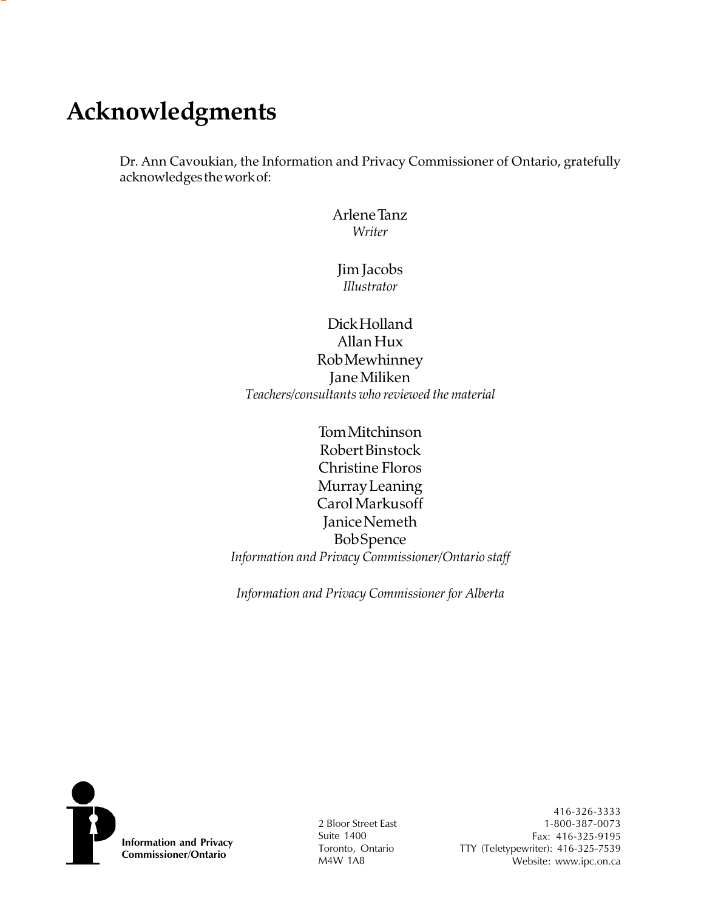# Acknowledgments

Dr. Ann Cavoukian, the Information and Privacy Commissioner of Ontario, gratefully acknowledges the work of:

Arlene Tanz
*Writer*

Jim Jacobs
*Illustrator*

Dick Holland
Allan Hux
Rob Mewhinney
Jane Miliken
*Teachers/consultants who reviewed the material*

Tom Mitchinson
Robert Binstock
Christine Floros
Murray Leaning
Carol Markusoff
Janice Nemeth
Bob Spence
*Information and Privacy Commissioner/Ontario staff*

*Information and Privacy Commissioner for Alberta*

**Information and Privacy Commissioner/Ontario**

2 Bloor Street East
Suite 1400
Toronto, Ontario
M4W 1A8

416-326-3333
1-800-387-0073
Fax: 416-325-9195
TTY (Teletypewriter): 416-325-7539
Website: www.ipc.on.ca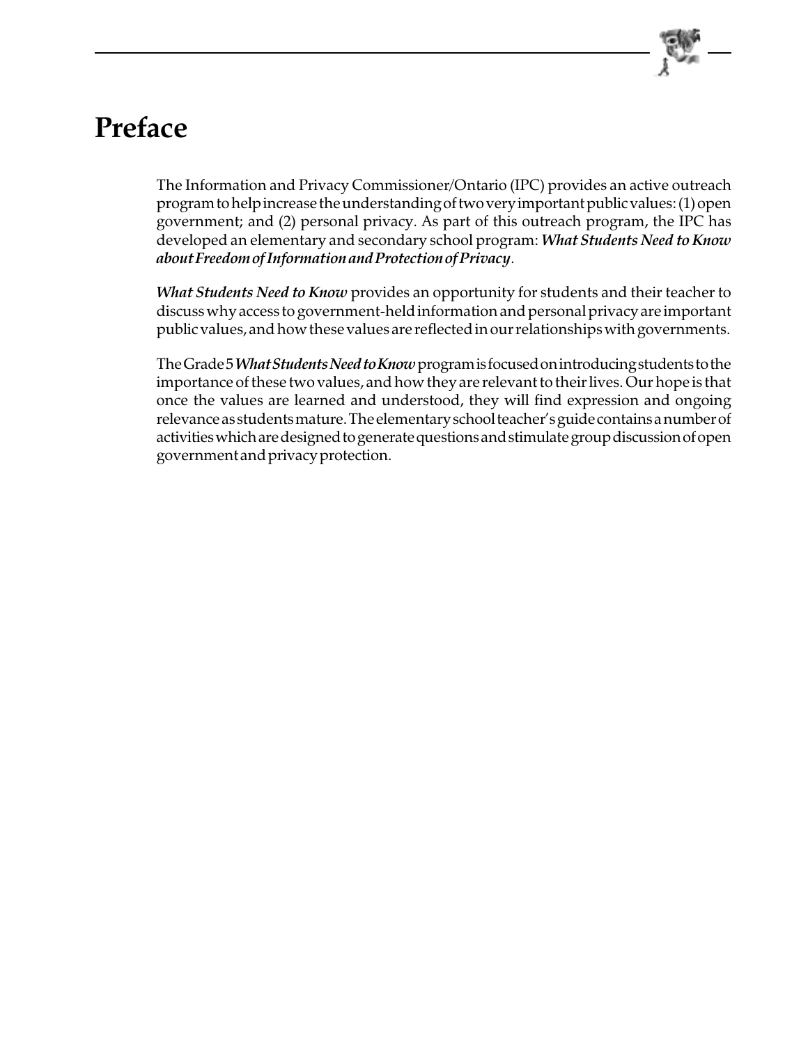# Preface

The Information and Privacy Commissioner/Ontario (IPC) provides an active outreach program to help increase the understanding of two very important public values: (1) open government; and (2) personal privacy. As part of this outreach program, the IPC has developed an elementary and secondary school program: ***What Students Need to Know about Freedom of Information and Protection of Privacy***.

***What Students Need to Know*** provides an opportunity for students and their teacher to discuss why access to government-held information and personal privacy are important public values, and how these values are reflected in our relationships with governments.

The Grade 5 ***What Students Need to Know*** program is focused on introducing students to the importance of these two values, and how they are relevant to their lives. Our hope is that once the values are learned and understood, they will find expression and ongoing relevance as students mature. The elementary school teacher's guide contains a number of activities which are designed to generate questions and stimulate group discussion of open government and privacy protection.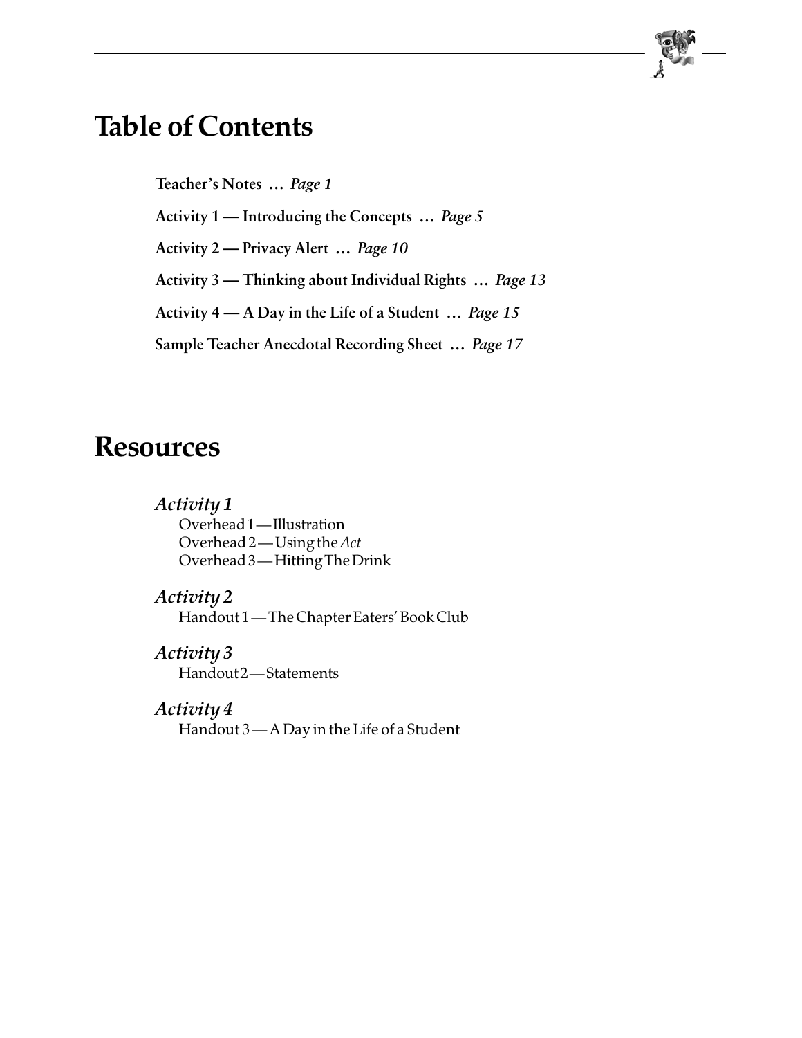# Table of Contents

**Teacher's Notes … *Page 1***

**Activity 1 — Introducing the Concepts … *Page 5***

**Activity 2 — Privacy Alert … *Page 10***

**Activity 3 — Thinking about Individual Rights … *Page 13***

**Activity 4 — A Day in the Life of a Student … *Page 15***

**Sample Teacher Anecdotal Recording Sheet … *Page 17***

# Resources

### *Activity 1*

Overhead 1 — Illustration
Overhead 2 — Using the *Act*
Overhead 3 — Hitting The Drink

### *Activity 2*

Handout 1 — The Chapter Eaters' Book Club

### *Activity 3*

Handout 2 — Statements

### *Activity 4*

Handout 3 — A Day in the Life of a Student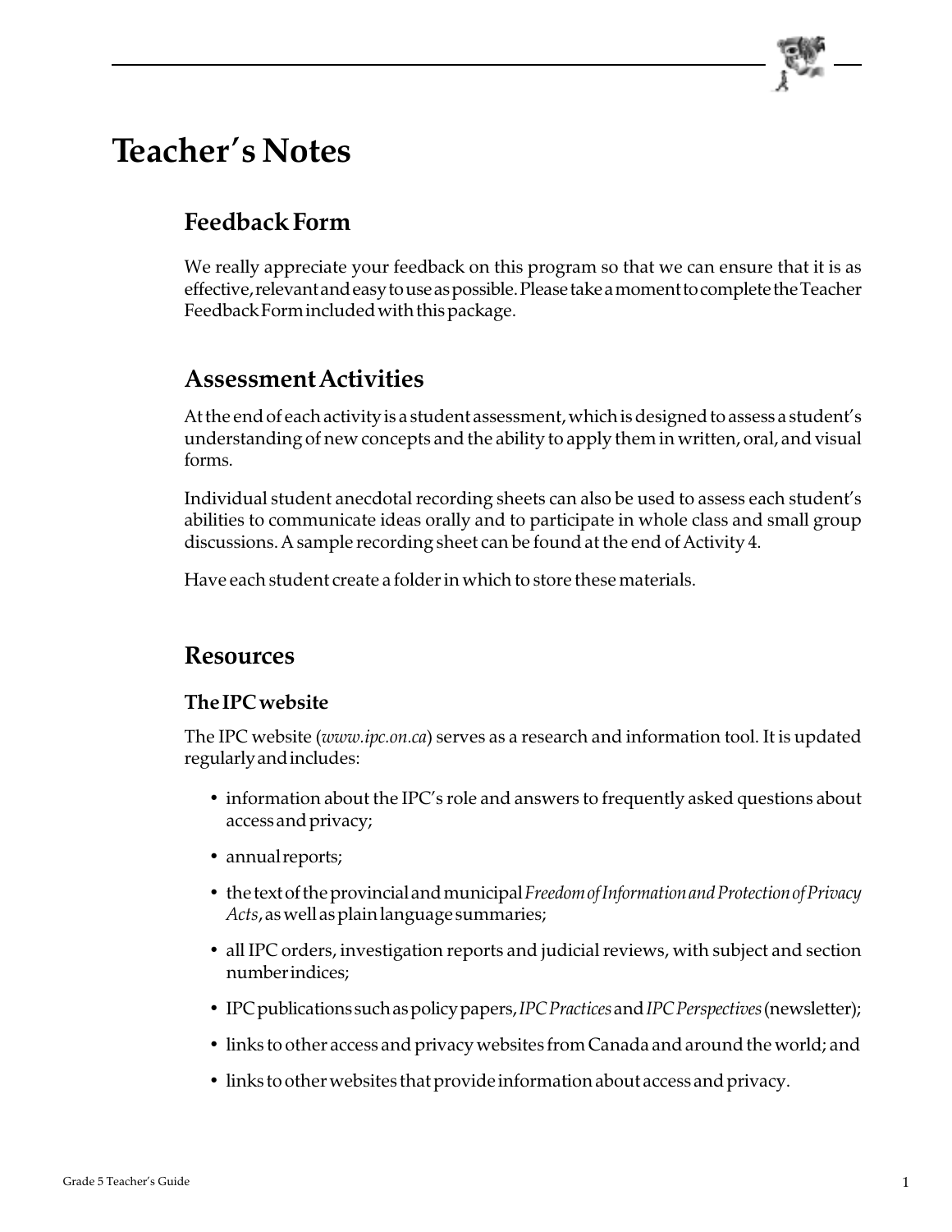# Teacher's Notes

## Feedback Form

We really appreciate your feedback on this program so that we can ensure that it is as effective, relevant and easy to use as possible. Please take a moment to complete the Teacher Feedback Form included with this package.

## Assessment Activities

At the end of each activity is a student assessment, which is designed to assess a student's understanding of new concepts and the ability to apply them in written, oral, and visual forms.

Individual student anecdotal recording sheets can also be used to assess each student's abilities to communicate ideas orally and to participate in whole class and small group discussions. A sample recording sheet can be found at the end of Activity 4.

Have each student create a folder in which to store these materials.

## Resources

### The IPC website

The IPC website (*www.ipc.on.ca*) serves as a research and information tool. It is updated regularly and includes:

- information about the IPC's role and answers to frequently asked questions about access and privacy;
- annual reports;
- the text of the provincial and municipal *Freedom of Information and Protection of Privacy Acts*, as well as plain language summaries;
- all IPC orders, investigation reports and judicial reviews, with subject and section number indices;
- IPC publications such as policy papers, *IPC Practices* and *IPC Perspectives* (newsletter);
- links to other access and privacy websites from Canada and around the world; and
- links to other websites that provide information about access and privacy.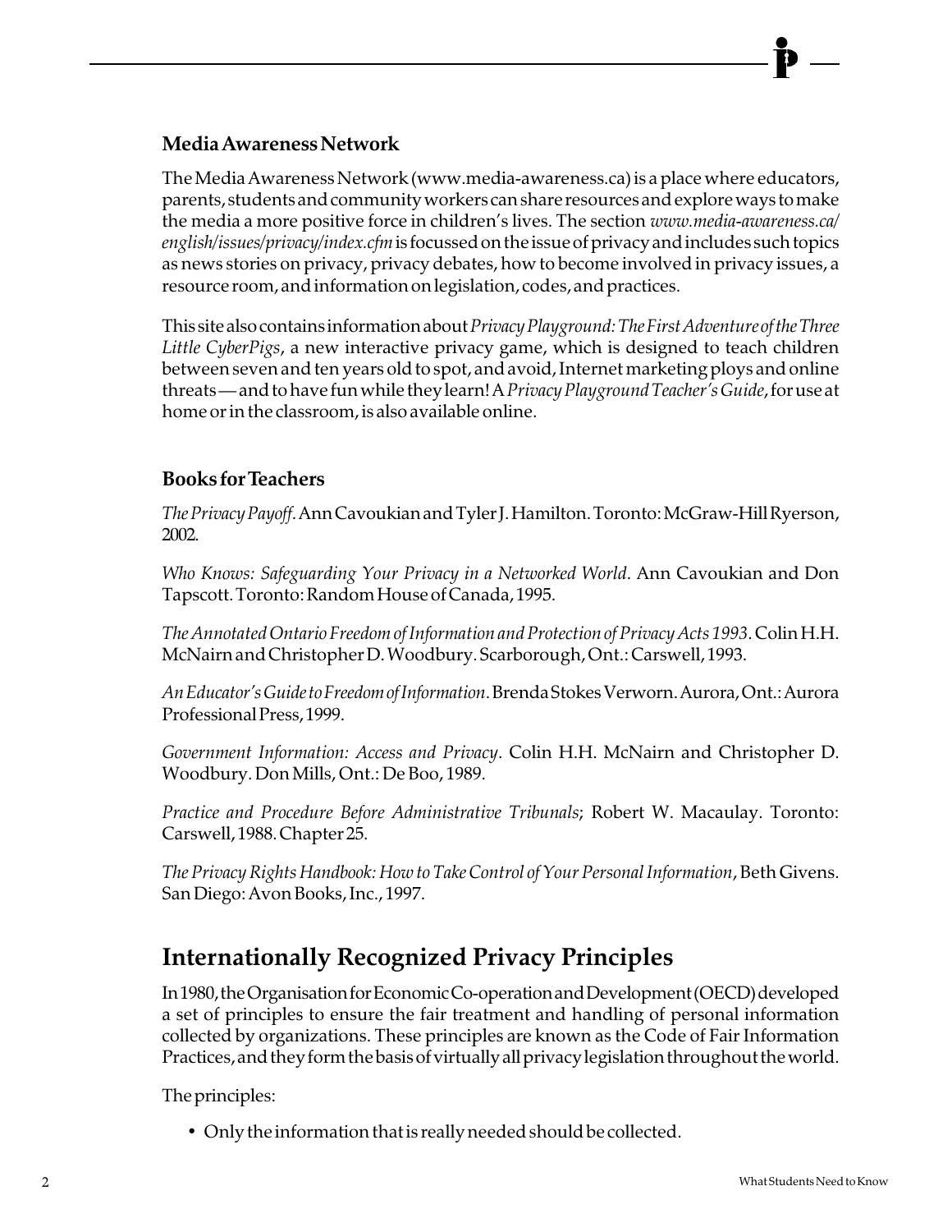### Media Awareness Network

The Media Awareness Network (www.media-awareness.ca) is a place where educators, parents, students and community workers can share resources and explore ways to make the media a more positive force in children's lives. The section *www.media-awareness.ca/english/issues/privacy/index.cfm* is focussed on the issue of privacy and includes such topics as news stories on privacy, privacy debates, how to become involved in privacy issues, a resource room, and information on legislation, codes, and practices.

This site also contains information about *Privacy Playground: The First Adventure of the Three Little CyberPigs*, a new interactive privacy game, which is designed to teach children between seven and ten years old to spot, and avoid, Internet marketing ploys and online threats — and to have fun while they learn! A *Privacy Playground Teacher's Guide*, for use at home or in the classroom, is also available online.

### Books for Teachers

*The Privacy Payoff*. Ann Cavoukian and Tyler J. Hamilton. Toronto: McGraw-Hill Ryerson, 2002.

*Who Knows: Safeguarding Your Privacy in a Networked World*. Ann Cavoukian and Don Tapscott. Toronto: Random House of Canada, 1995.

*The Annotated Ontario Freedom of Information and Protection of Privacy Acts 1993*. Colin H.H. McNairn and Christopher D. Woodbury. Scarborough, Ont.: Carswell, 1993.

*An Educator's Guide to Freedom of Information*. Brenda Stokes Verworn. Aurora, Ont.: Aurora Professional Press, 1999.

*Government Information: Access and Privacy*. Colin H.H. McNairn and Christopher D. Woodbury. Don Mills, Ont.: De Boo, 1989.

*Practice and Procedure Before Administrative Tribunals*; Robert W. Macaulay. Toronto: Carswell, 1988. Chapter 25.

*The Privacy Rights Handbook: How to Take Control of Your Personal Information*, Beth Givens. San Diego: Avon Books, Inc., 1997.

## Internationally Recognized Privacy Principles

In 1980, the Organisation for Economic Co-operation and Development (OECD) developed a set of principles to ensure the fair treatment and handling of personal information collected by organizations. These principles are known as the Code of Fair Information Practices, and they form the basis of virtually all privacy legislation throughout the world.

The principles:

- Only the information that is really needed should be collected.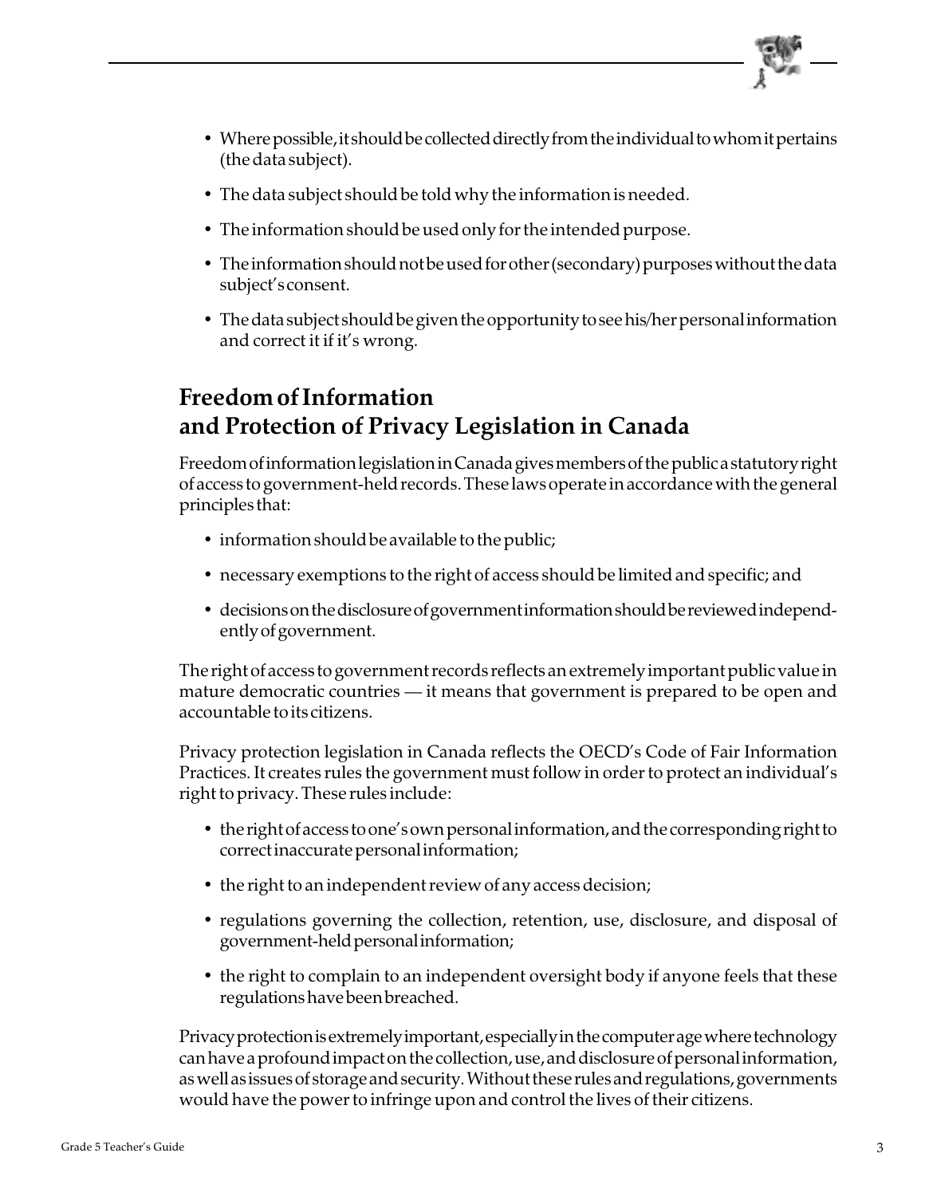- Where possible, it should be collected directly from the individual to whom it pertains (the data subject).
- The data subject should be told why the information is needed.
- The information should be used only for the intended purpose.
- The information should not be used for other (secondary) purposes without the data subject's consent.
- The data subject should be given the opportunity to see his/her personal information and correct it if it's wrong.

## Freedom of Information and Protection of Privacy Legislation in Canada

Freedom of information legislation in Canada gives members of the public a statutory right of access to government-held records. These laws operate in accordance with the general principles that:

- information should be available to the public;
- necessary exemptions to the right of access should be limited and specific; and
- decisions on the disclosure of government information should be reviewed independently of government.

The right of access to government records reflects an extremely important public value in mature democratic countries — it means that government is prepared to be open and accountable to its citizens.

Privacy protection legislation in Canada reflects the OECD's Code of Fair Information Practices. It creates rules the government must follow in order to protect an individual's right to privacy. These rules include:

- the right of access to one's own personal information, and the corresponding right to correct inaccurate personal information;
- the right to an independent review of any access decision;
- regulations governing the collection, retention, use, disclosure, and disposal of government-held personal information;
- the right to complain to an independent oversight body if anyone feels that these regulations have been breached.

Privacy protection is extremely important, especially in the computer age where technology can have a profound impact on the collection, use, and disclosure of personal information, as well as issues of storage and security. Without these rules and regulations, governments would have the power to infringe upon and control the lives of their citizens.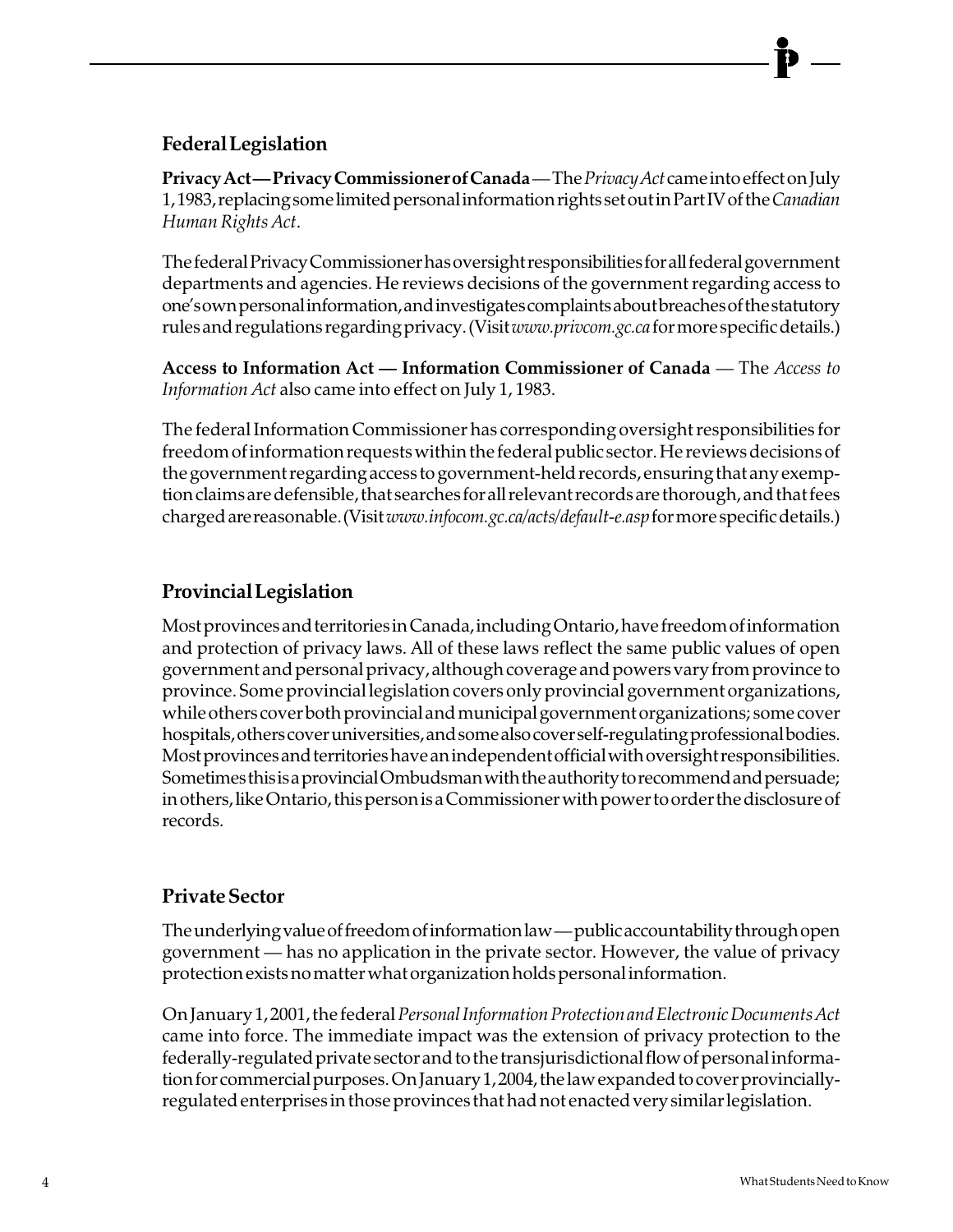## Federal Legislation

**Privacy Act — Privacy Commissioner of Canada** — The *Privacy Act* came into effect on July 1, 1983, replacing some limited personal information rights set out in Part IV of the *Canadian Human Rights Act*.

The federal Privacy Commissioner has oversight responsibilities for all federal government departments and agencies. He reviews decisions of the government regarding access to one's own personal information, and investigates complaints about breaches of the statutory rules and regulations regarding privacy. (Visit *www.privcom.gc.ca* for more specific details.)

**Access to Information Act — Information Commissioner of Canada** — The *Access to Information Act* also came into effect on July 1, 1983.

The federal Information Commissioner has corresponding oversight responsibilities for freedom of information requests within the federal public sector. He reviews decisions of the government regarding access to government-held records, ensuring that any exemption claims are defensible, that searches for all relevant records are thorough, and that fees charged are reasonable. (Visit *www.infocom.gc.ca/acts/default-e.asp* for more specific details.)

## Provincial Legislation

Most provinces and territories in Canada, including Ontario, have freedom of information and protection of privacy laws. All of these laws reflect the same public values of open government and personal privacy, although coverage and powers vary from province to province. Some provincial legislation covers only provincial government organizations, while others cover both provincial and municipal government organizations; some cover hospitals, others cover universities, and some also cover self-regulating professional bodies. Most provinces and territories have an independent official with oversight responsibilities. Sometimes this is a provincial Ombudsman with the authority to recommend and persuade; in others, like Ontario, this person is a Commissioner with power to order the disclosure of records.

## Private Sector

The underlying value of freedom of information law — public accountability through open government — has no application in the private sector. However, the value of privacy protection exists no matter what organization holds personal information.

On January 1, 2001, the federal *Personal Information Protection and Electronic Documents Act* came into force. The immediate impact was the extension of privacy protection to the federally-regulated private sector and to the transjurisdictional flow of personal information for commercial purposes. On January 1, 2004, the law expanded to cover provincially-regulated enterprises in those provinces that had not enacted very similar legislation.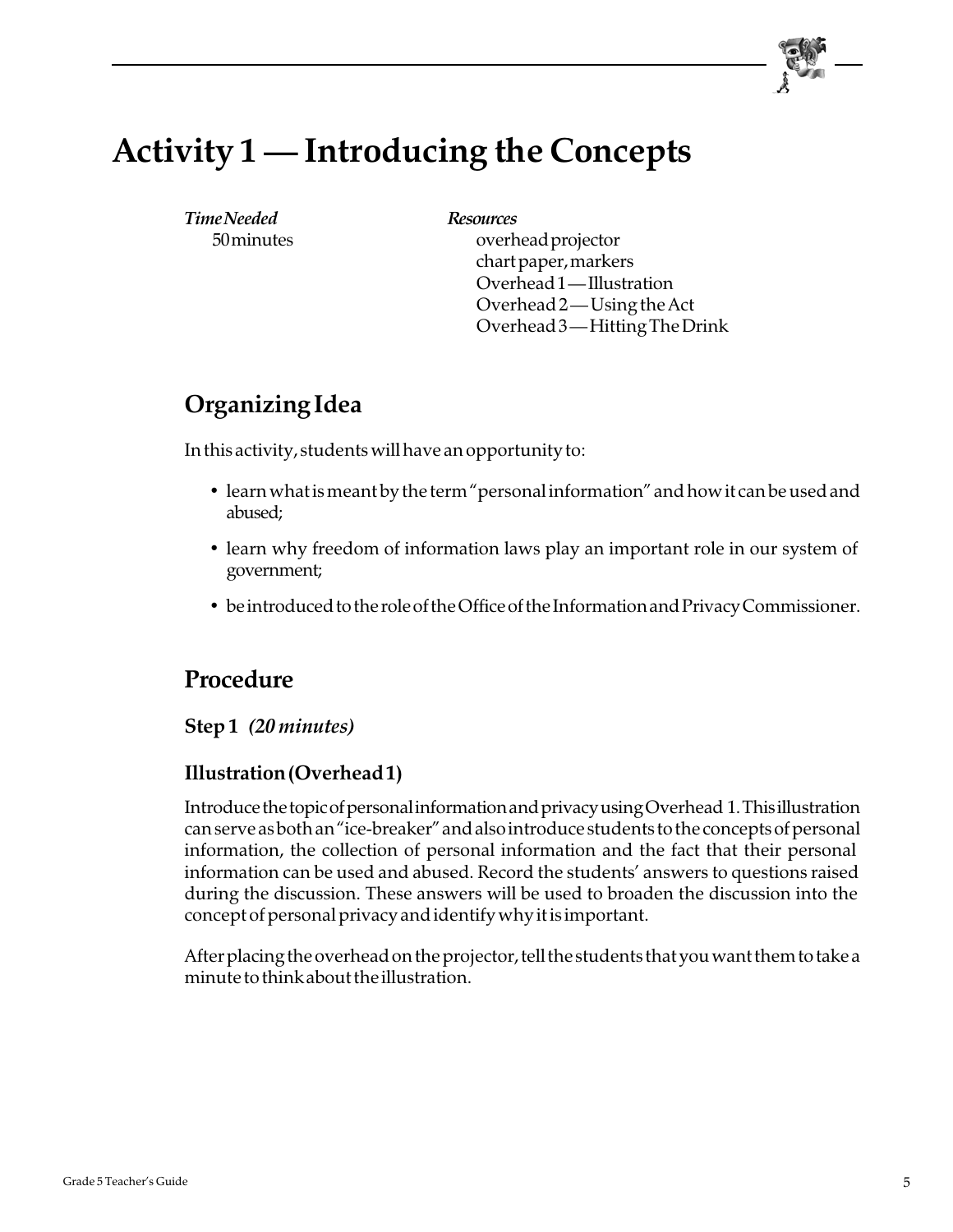# Activity 1 — Introducing the Concepts

*Time Needed*
50 minutes

*Resources*
overhead projector
chart paper, markers
Overhead 1 — Illustration
Overhead 2 — Using the Act
Overhead 3 — Hitting The Drink

## Organizing Idea

In this activity, students will have an opportunity to:

- learn what is meant by the term "personal information" and how it can be used and abused;
- learn why freedom of information laws play an important role in our system of government;
- be introduced to the role of the Office of the Information and Privacy Commissioner.

## Procedure

### Step 1 *(20 minutes)*

### Illustration (Overhead 1)

Introduce the topic of personal information and privacy using Overhead 1. This illustration can serve as both an "ice-breaker" and also introduce students to the concepts of personal information, the collection of personal information and the fact that their personal information can be used and abused. Record the students' answers to questions raised during the discussion. These answers will be used to broaden the discussion into the concept of personal privacy and identify why it is important.

After placing the overhead on the projector, tell the students that you want them to take a minute to think about the illustration.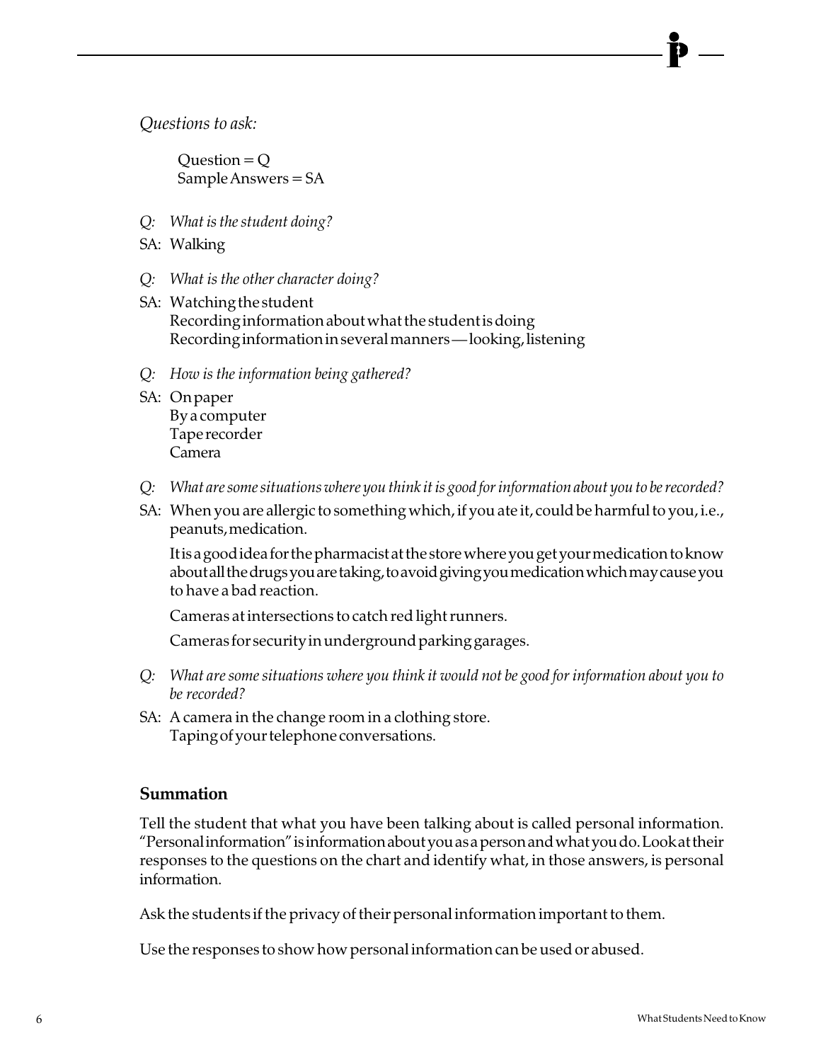*Questions to ask:*

Question = Q
Sample Answers = SA

*Q: What is the student doing?*

SA: Walking

*Q: What is the other character doing?*

SA: Watching the student
Recording information about what the student is doing
Recording information in several manners — looking, listening

*Q: How is the information being gathered?*

SA: On paper
By a computer
Tape recorder
Camera

*Q: What are some situations where you think it is good for information about you to be recorded?*

SA: When you are allergic to something which, if you ate it, could be harmful to you, i.e., peanuts, medication.

It is a good idea for the pharmacist at the store where you get your medication to know about all the drugs you are taking, to avoid giving you medication which may cause you to have a bad reaction.

Cameras at intersections to catch red light runners.

Cameras for security in underground parking garages.

*Q: What are some situations where you think it would not be good for information about you to be recorded?*

SA: A camera in the change room in a clothing store.
Taping of your telephone conversations.

### Summation

Tell the student that what you have been talking about is called personal information. "Personal information" is information about you as a person and what you do. Look at their responses to the questions on the chart and identify what, in those answers, is personal information.

Ask the students if the privacy of their personal information important to them.

Use the responses to show how personal information can be used or abused.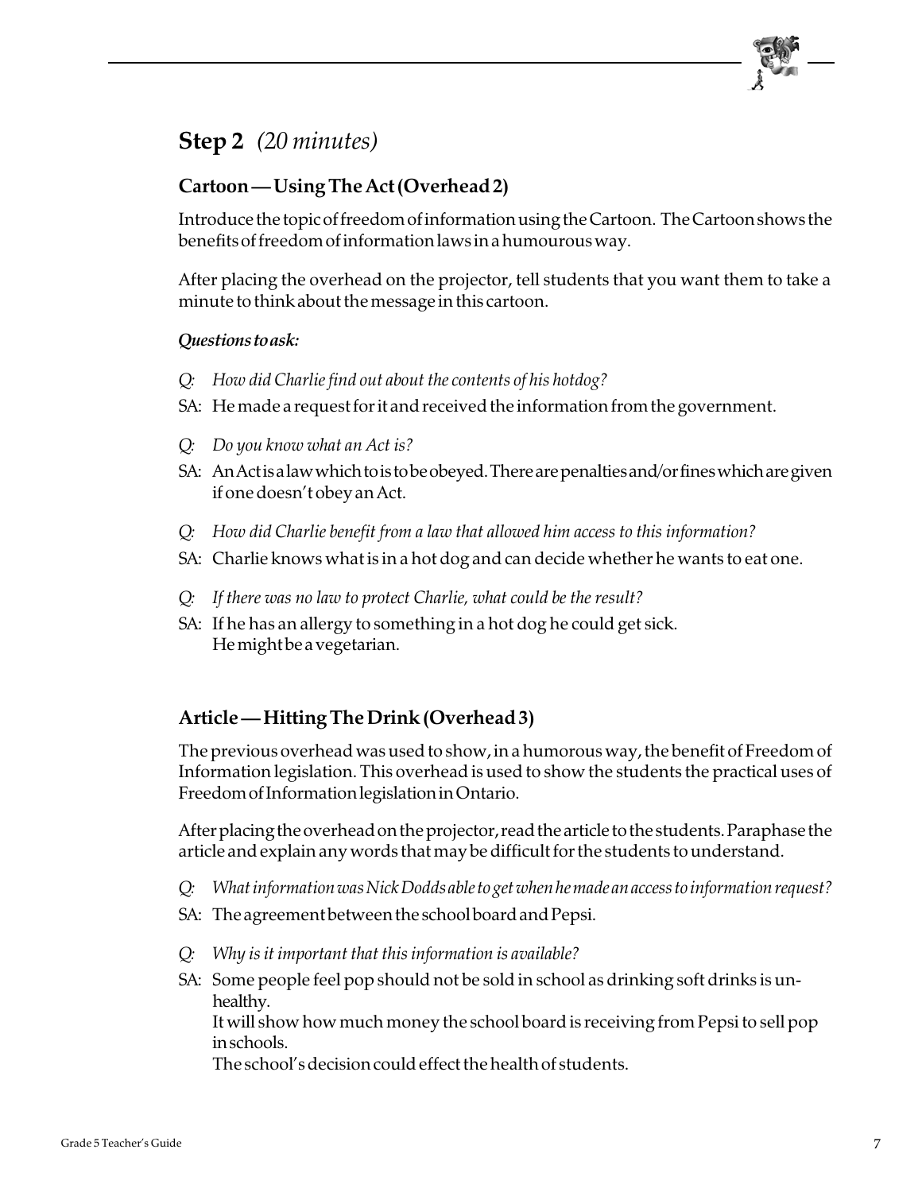## Step 2 *(20 minutes)*

### Cartoon — Using The Act (Overhead 2)

Introduce the topic of freedom of information using the Cartoon. The Cartoon shows the benefits of freedom of information laws in a humourous way.

After placing the overhead on the projector, tell students that you want them to take a minute to think about the message in this cartoon.

***Questions to ask:***

*Q: How did Charlie find out about the contents of his hotdog?*

SA: He made a request for it and received the information from the government.

*Q: Do you know what an Act is?*

SA: An Act is a law which to is to be obeyed. There are penalties and/or fines which are given if one doesn't obey an Act.

*Q: How did Charlie benefit from a law that allowed him access to this information?*

SA: Charlie knows what is in a hot dog and can decide whether he wants to eat one.

*Q: If there was no law to protect Charlie, what could be the result?*

SA: If he has an allergy to something in a hot dog he could get sick.
He might be a vegetarian.

### Article — Hitting The Drink (Overhead 3)

The previous overhead was used to show, in a humorous way, the benefit of Freedom of Information legislation. This overhead is used to show the students the practical uses of Freedom of Information legislation in Ontario.

After placing the overhead on the projector, read the article to the students. Paraphase the article and explain any words that may be difficult for the students to understand.

*Q: What information was Nick Dodds able to get when he made an access to information request?*

SA: The agreement between the school board and Pepsi.

*Q: Why is it important that this information is available?*

SA: Some people feel pop should not be sold in school as drinking soft drinks is unhealthy.
It will show how much money the school board is receiving from Pepsi to sell pop in schools.
The school's decision could effect the health of students.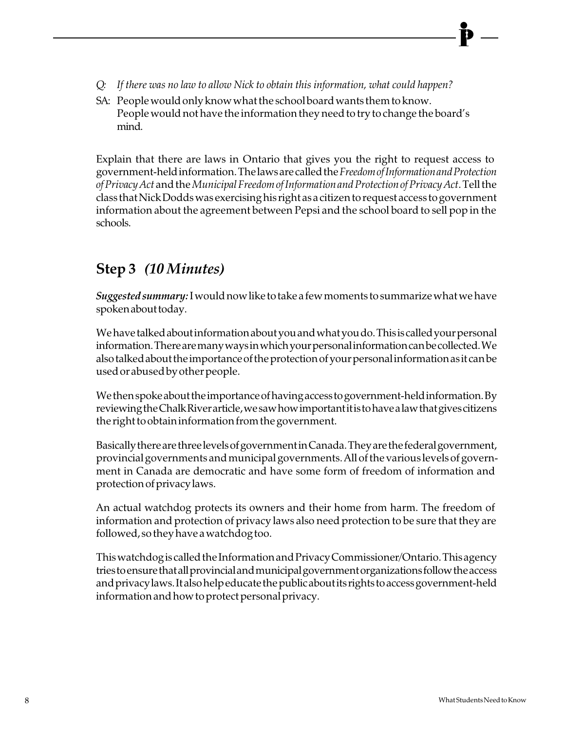*Q: If there was no law to allow Nick to obtain this information, what could happen?*

SA: People would only know what the school board wants them to know. People would not have the information they need to try to change the board's mind.

Explain that there are laws in Ontario that gives you the right to request access to government-held information. The laws are called the *Freedom of Information and Protection of Privacy Act* and the *Municipal Freedom of Information and Protection of Privacy Act*. Tell the class that Nick Dodds was exercising his right as a citizen to request access to government information about the agreement between Pepsi and the school board to sell pop in the schools.

## Step 3 *(10 Minutes)*

***Suggested summary:*** I would now like to take a few moments to summarize what we have spoken about today.

We have talked about information about you and what you do. This is called your personal information. There are many ways in which your personal information can be collected. We also talked about the importance of the protection of your personal information as it can be used or abused by other people.

We then spoke about the importance of having access to government-held information. By reviewing the Chalk River article, we saw how important it is to have a law that gives citizens the right to obtain information from the government.

Basically there are three levels of government in Canada. They are the federal government, provincial governments and municipal governments. All of the various levels of government in Canada are democratic and have some form of freedom of information and protection of privacy laws.

An actual watchdog protects its owners and their home from harm. The freedom of information and protection of privacy laws also need protection to be sure that they are followed, so they have a watchdog too.

This watchdog is called the Information and Privacy Commissioner/Ontario. This agency tries to ensure that all provincial and municipal government organizations follow the access and privacy laws. It also help educate the public about its rights to access government-held information and how to protect personal privacy.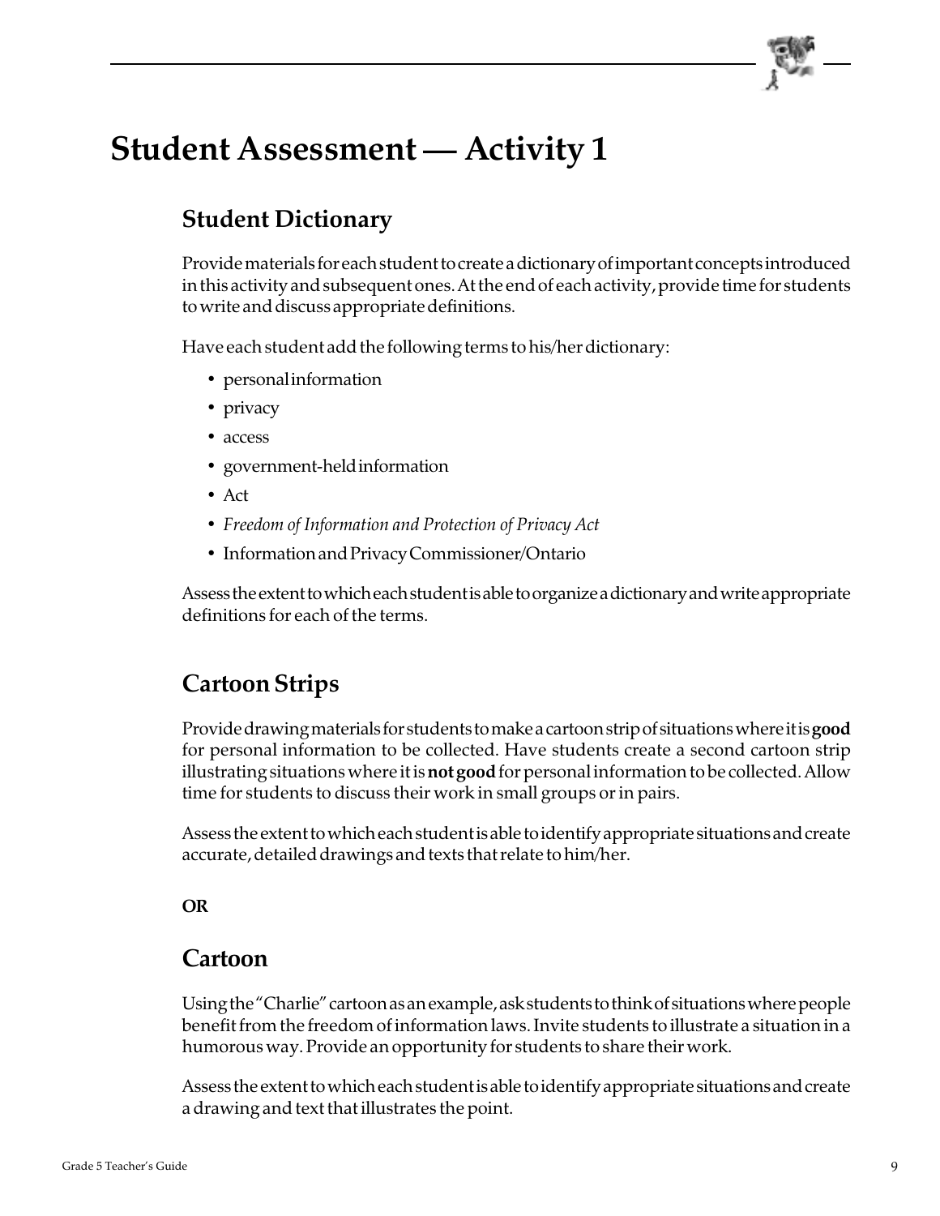# Student Assessment — Activity 1

## Student Dictionary

Provide materials for each student to create a dictionary of important concepts introduced in this activity and subsequent ones. At the end of each activity, provide time for students to write and discuss appropriate definitions.

Have each student add the following terms to his/her dictionary:

- personal information
- privacy
- access
- government-held information
- Act
- *Freedom of Information and Protection of Privacy Act*
- Information and Privacy Commissioner/Ontario

Assess the extent to which each student is able to organize a dictionary and write appropriate definitions for each of the terms.

## Cartoon Strips

Provide drawing materials for students to make a cartoon strip of situations where it is **good** for personal information to be collected. Have students create a second cartoon strip illustrating situations where it is **not good** for personal information to be collected. Allow time for students to discuss their work in small groups or in pairs.

Assess the extent to which each student is able to identify appropriate situations and create accurate, detailed drawings and texts that relate to him/her.

**OR**

## Cartoon

Using the "Charlie" cartoon as an example, ask students to think of situations where people benefit from the freedom of information laws. Invite students to illustrate a situation in a humorous way. Provide an opportunity for students to share their work.

Assess the extent to which each student is able to identify appropriate situations and create a drawing and text that illustrates the point.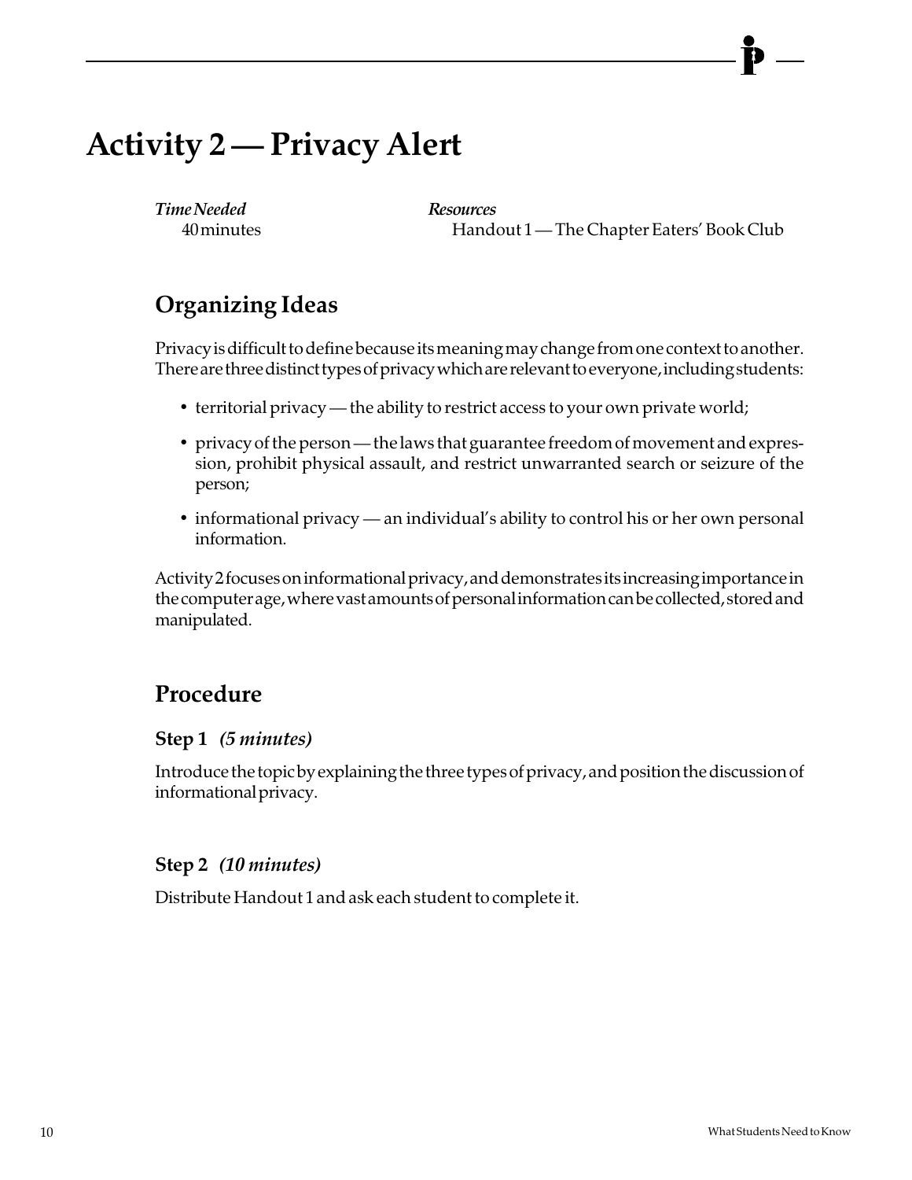# Activity 2 — Privacy Alert

*Time Needed*
40 minutes

*Resources*
Handout 1 — The Chapter Eaters' Book Club

## Organizing Ideas

Privacy is difficult to define because its meaning may change from one context to another. There are three distinct types of privacy which are relevant to everyone, including students:

- territorial privacy — the ability to restrict access to your own private world;
- privacy of the person — the laws that guarantee freedom of movement and expression, prohibit physical assault, and restrict unwarranted search or seizure of the person;
- informational privacy — an individual's ability to control his or her own personal information.

Activity 2 focuses on informational privacy, and demonstrates its increasing importance in the computer age, where vast amounts of personal information can be collected, stored and manipulated.

## Procedure

### Step 1 *(5 minutes)*

Introduce the topic by explaining the three types of privacy, and position the discussion of informational privacy.

### Step 2 *(10 minutes)*

Distribute Handout 1 and ask each student to complete it.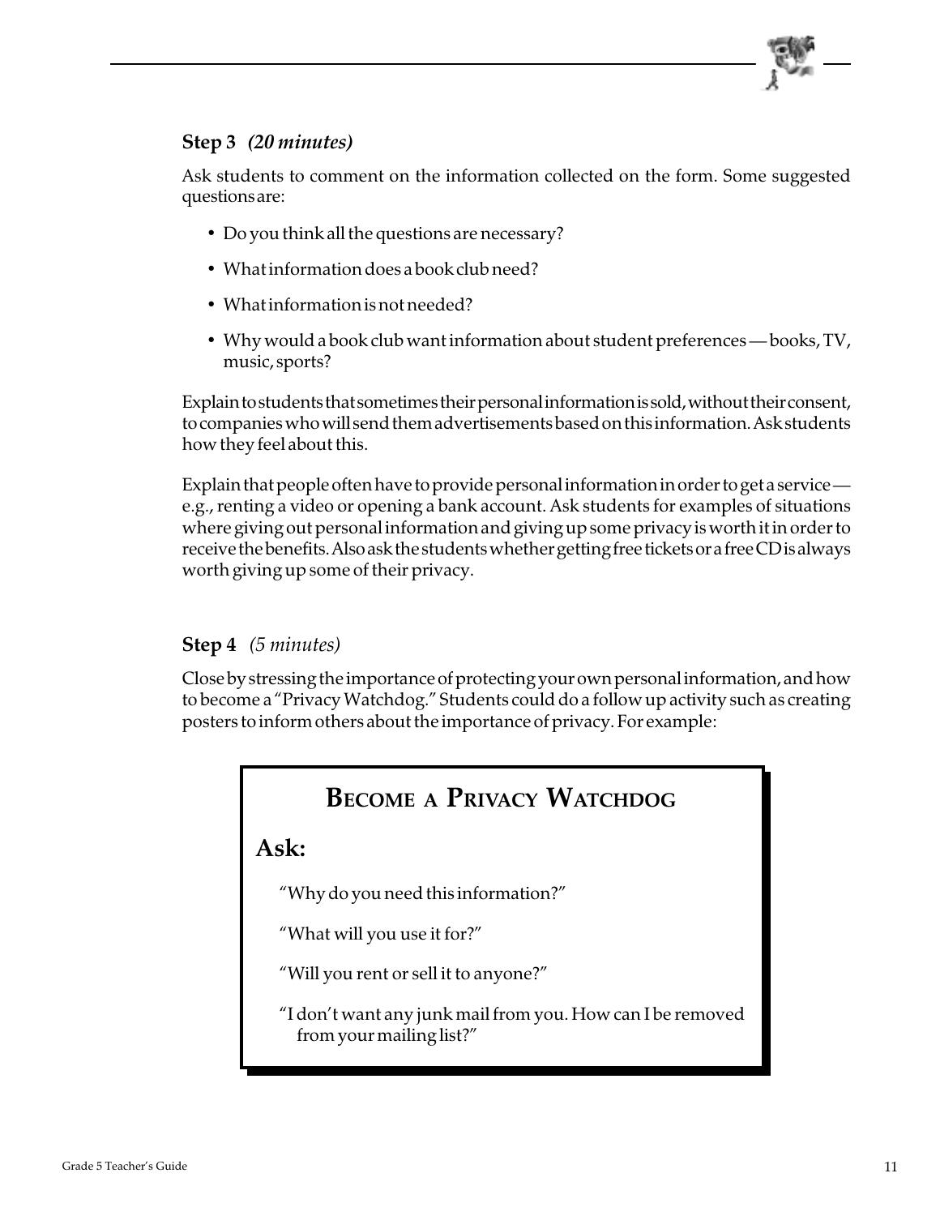### Step 3 *(20 minutes)*

Ask students to comment on the information collected on the form. Some suggested questions are:

- Do you think all the questions are necessary?
- What information does a book club need?
- What information is not needed?
- Why would a book club want information about student preferences — books, TV, music, sports?

Explain to students that sometimes their personal information is sold, without their consent, to companies who will send them advertisements based on this information. Ask students how they feel about this.

Explain that people often have to provide personal information in order to get a service — e.g., renting a video or opening a bank account. Ask students for examples of situations where giving out personal information and giving up some privacy is worth it in order to receive the benefits. Also ask the students whether getting free tickets or a free CD is always worth giving up some of their privacy.

### Step 4 *(5 minutes)*

Close by stressing the importance of protecting your own personal information, and how to become a "Privacy Watchdog." Students could do a follow up activity such as creating posters to inform others about the importance of privacy. For example:

> ## Become a Privacy Watchdog
>
> **Ask:**
>
> "Why do you need this information?"
>
> "What will you use it for?"
>
> "Will you rent or sell it to anyone?"
>
> "I don't want any junk mail from you. How can I be removed from your mailing list?"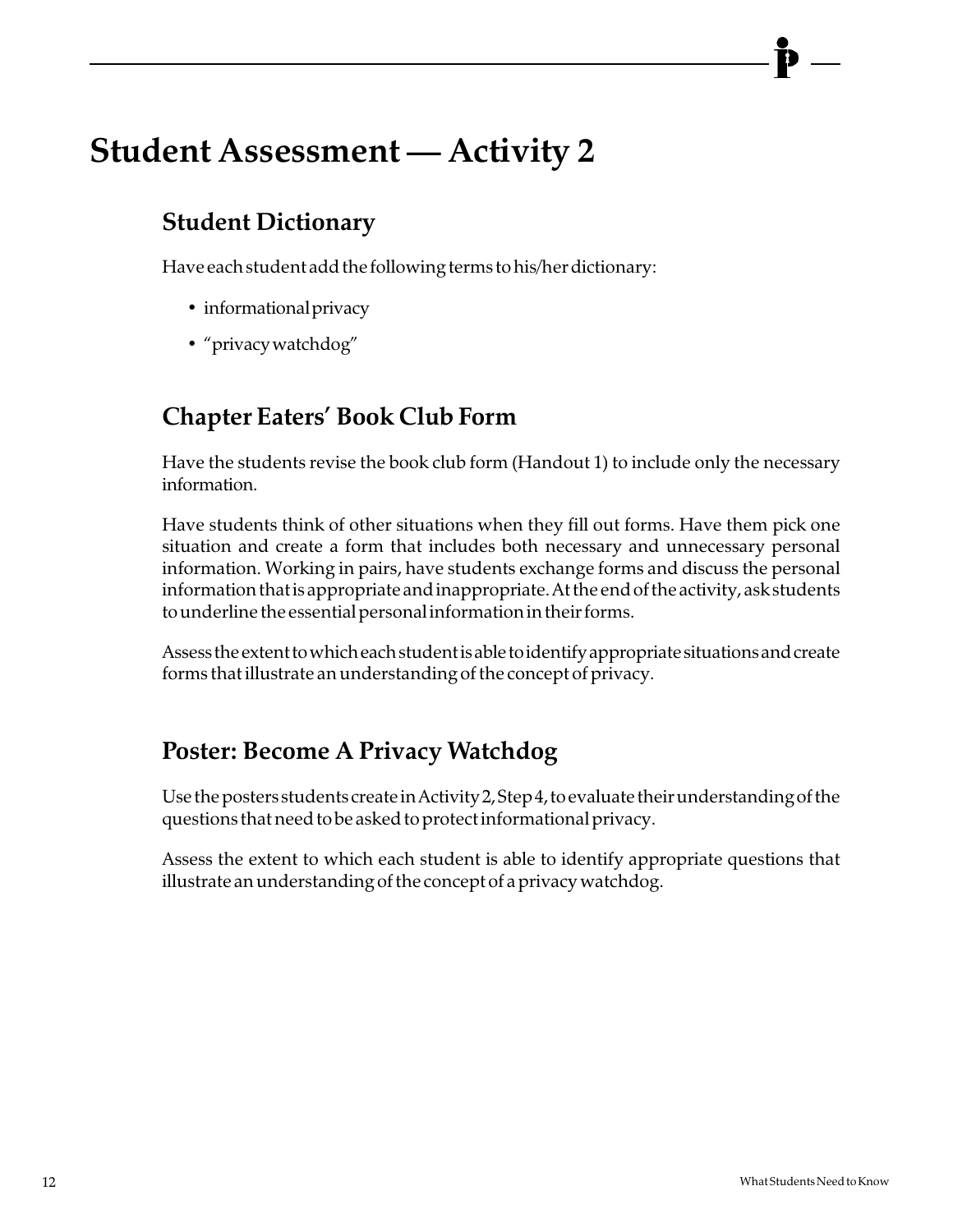# Student Assessment — Activity 2

## Student Dictionary

Have each student add the following terms to his/her dictionary:

- informational privacy
- "privacy watchdog"

## Chapter Eaters' Book Club Form

Have the students revise the book club form (Handout 1) to include only the necessary information.

Have students think of other situations when they fill out forms. Have them pick one situation and create a form that includes both necessary and unnecessary personal information. Working in pairs, have students exchange forms and discuss the personal information that is appropriate and inappropriate. At the end of the activity, ask students to underline the essential personal information in their forms.

Assess the extent to which each student is able to identify appropriate situations and create forms that illustrate an understanding of the concept of privacy.

## Poster: Become A Privacy Watchdog

Use the posters students create in Activity 2, Step 4, to evaluate their understanding of the questions that need to be asked to protect informational privacy.

Assess the extent to which each student is able to identify appropriate questions that illustrate an understanding of the concept of a privacy watchdog.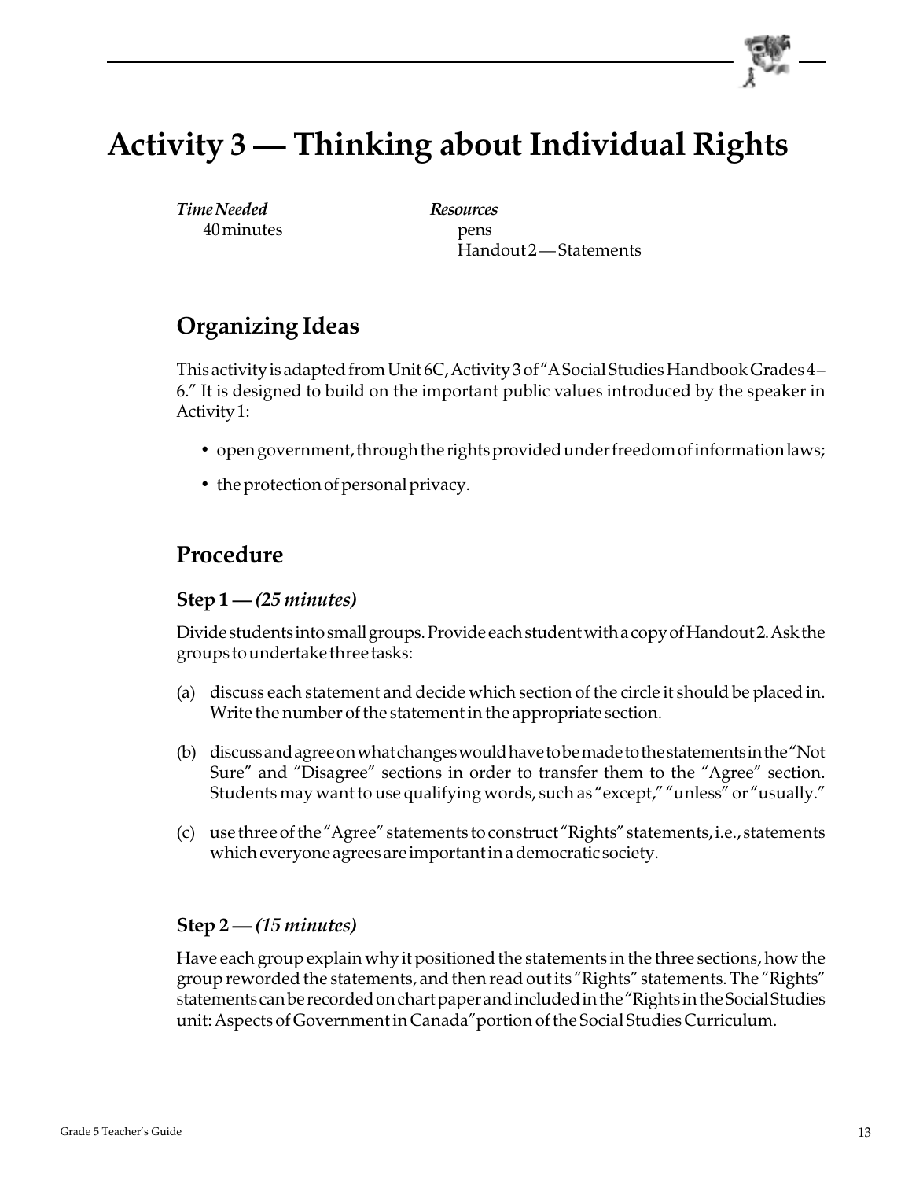# Activity 3 — Thinking about Individual Rights

*Time Needed*
40 minutes

*Resources*
pens
Handout 2 — Statements

## Organizing Ideas

This activity is adapted from Unit 6C, Activity 3 of "A Social Studies Handbook Grades 4–6." It is designed to build on the important public values introduced by the speaker in Activity 1:

- open government, through the rights provided under freedom of information laws;
- the protection of personal privacy.

## Procedure

### Step 1 — *(25 minutes)*

Divide students into small groups. Provide each student with a copy of Handout 2. Ask the groups to undertake three tasks:

(a) discuss each statement and decide which section of the circle it should be placed in. Write the number of the statement in the appropriate section.

(b) discuss and agree on what changes would have to be made to the statements in the "Not Sure" and "Disagree" sections in order to transfer them to the "Agree" section. Students may want to use qualifying words, such as "except," "unless" or "usually."

(c) use three of the "Agree" statements to construct "Rights" statements, i.e., statements which everyone agrees are important in a democratic society.

### Step 2 — *(15 minutes)*

Have each group explain why it positioned the statements in the three sections, how the group reworded the statements, and then read out its "Rights" statements. The "Rights" statements can be recorded on chart paper and included in the "Rights in the Social Studies unit: Aspects of Government in Canada" portion of the Social Studies Curriculum.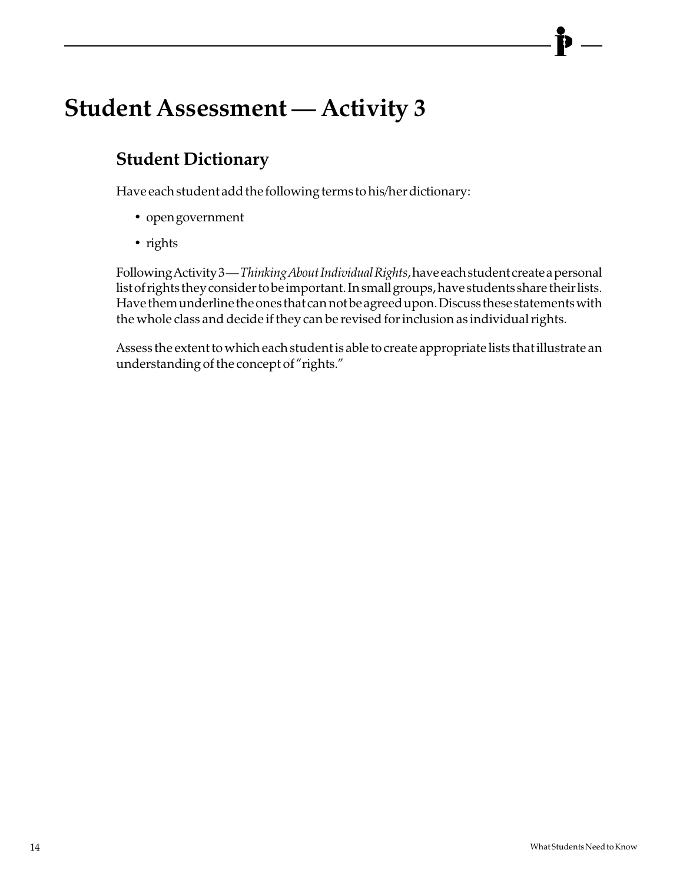# Student Assessment — Activity 3

## Student Dictionary

Have each student add the following terms to his/her dictionary:

- open government
- rights

Following Activity 3 — *Thinking About Individual Rights*, have each student create a personal list of rights they consider to be important. In small groups, have students share their lists. Have them underline the ones that can not be agreed upon. Discuss these statements with the whole class and decide if they can be revised for inclusion as individual rights.

Assess the extent to which each student is able to create appropriate lists that illustrate an understanding of the concept of "rights."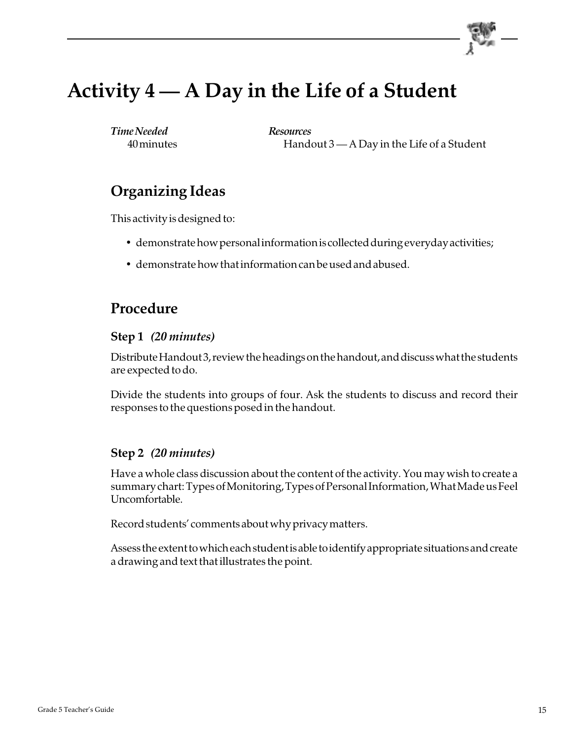# Activity 4 — A Day in the Life of a Student

*Time Needed*
40 minutes

*Resources*
Handout 3 — A Day in the Life of a Student

## Organizing Ideas

This activity is designed to:

- demonstrate how personal information is collected during everyday activities;
- demonstrate how that information can be used and abused.

## Procedure

### Step 1 *(20 minutes)*

Distribute Handout 3, review the headings on the handout, and discuss what the students are expected to do.

Divide the students into groups of four. Ask the students to discuss and record their responses to the questions posed in the handout.

### Step 2 *(20 minutes)*

Have a whole class discussion about the content of the activity. You may wish to create a summary chart: Types of Monitoring, Types of Personal Information, What Made us Feel Uncomfortable.

Record students' comments about why privacy matters.

Assess the extent to which each student is able to identify appropriate situations and create a drawing and text that illustrates the point.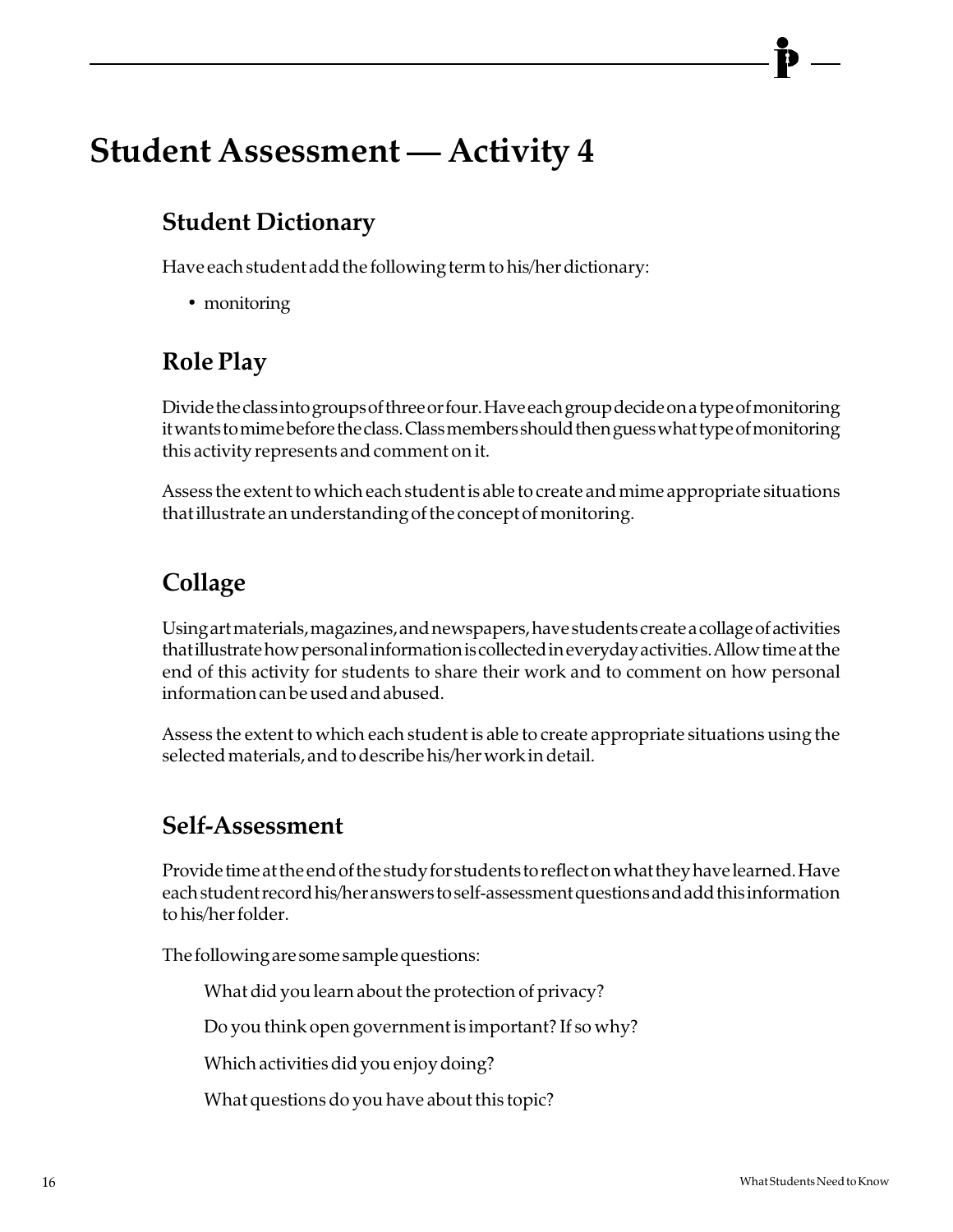# Student Assessment — Activity 4

## Student Dictionary

Have each student add the following term to his/her dictionary:

- monitoring

## Role Play

Divide the class into groups of three or four. Have each group decide on a type of monitoring it wants to mime before the class. Class members should then guess what type of monitoring this activity represents and comment on it.

Assess the extent to which each student is able to create and mime appropriate situations that illustrate an understanding of the concept of monitoring.

## Collage

Using art materials, magazines, and newspapers, have students create a collage of activities that illustrate how personal information is collected in everyday activities. Allow time at the end of this activity for students to share their work and to comment on how personal information can be used and abused.

Assess the extent to which each student is able to create appropriate situations using the selected materials, and to describe his/her work in detail.

## Self-Assessment

Provide time at the end of the study for students to reflect on what they have learned. Have each student record his/her answers to self-assessment questions and add this information to his/her folder.

The following are some sample questions:

What did you learn about the protection of privacy?

Do you think open government is important? If so why?

Which activities did you enjoy doing?

What questions do you have about this topic?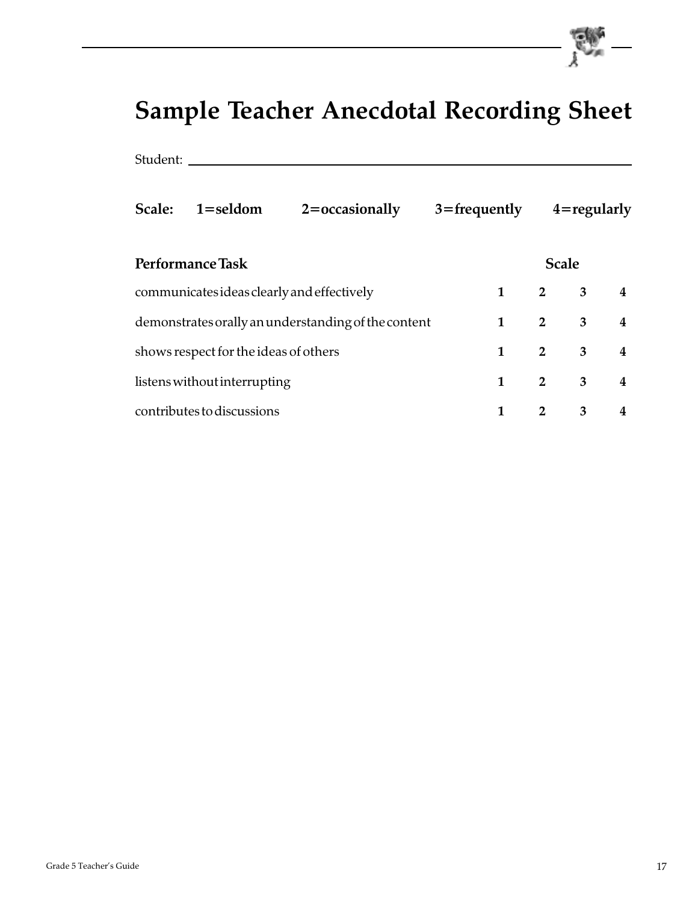# Sample Teacher Anecdotal Recording Sheet

Student: ______________________________

**Scale: 1=seldom 2=occasionally 3=frequently 4=regularly**

| **Performance Task** | **Scale** | | | |
|---|---|---|---|---|
| communicates ideas clearly and effectively | **1** | **2** | **3** | **4** |
| demonstrates orally an understanding of the content | **1** | **2** | **3** | **4** |
| shows respect for the ideas of others | **1** | **2** | **3** | **4** |
| listens without interrupting | **1** | **2** | **3** | **4** |
| contributes to discussions | **1** | **2** | **3** | **4** |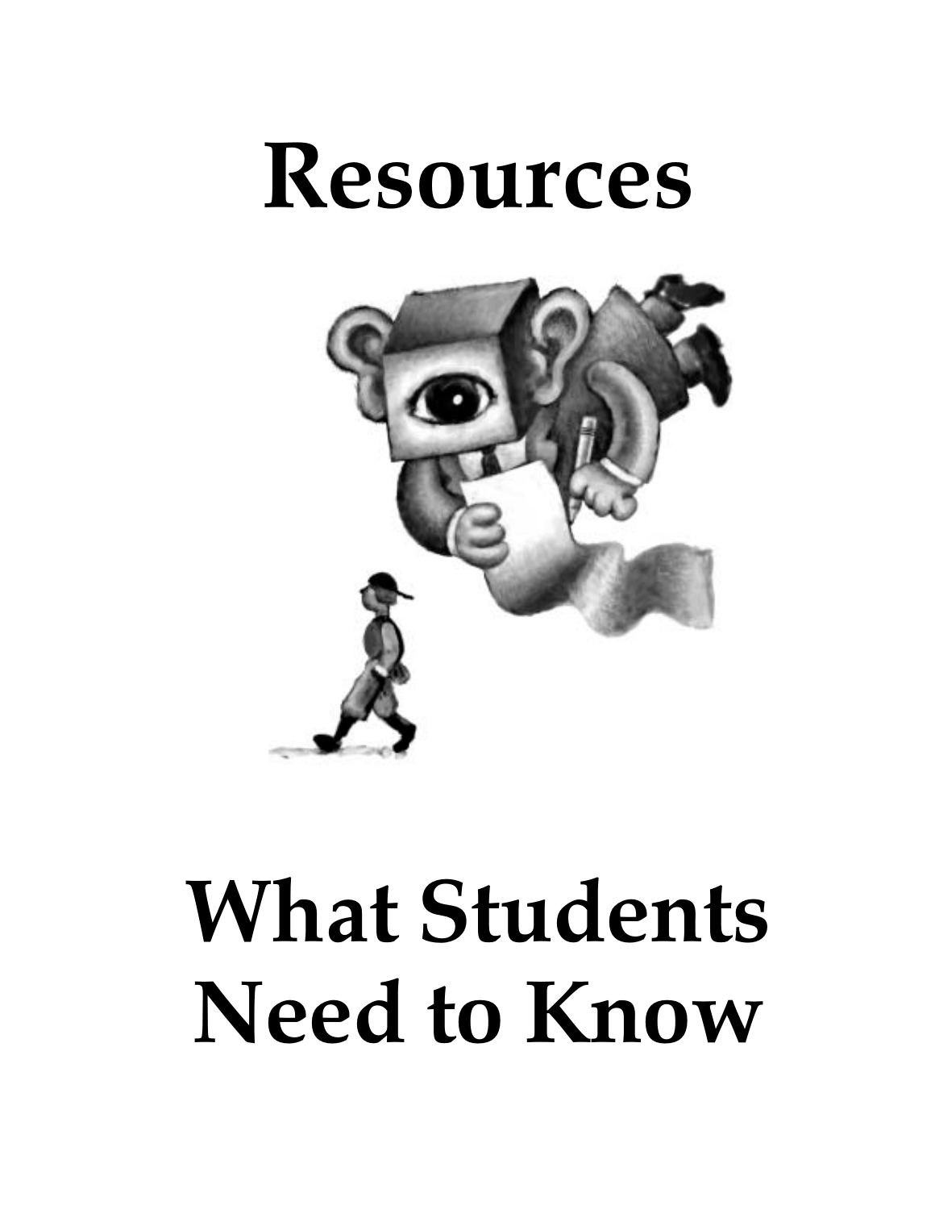# Resources

# What Students Need to Know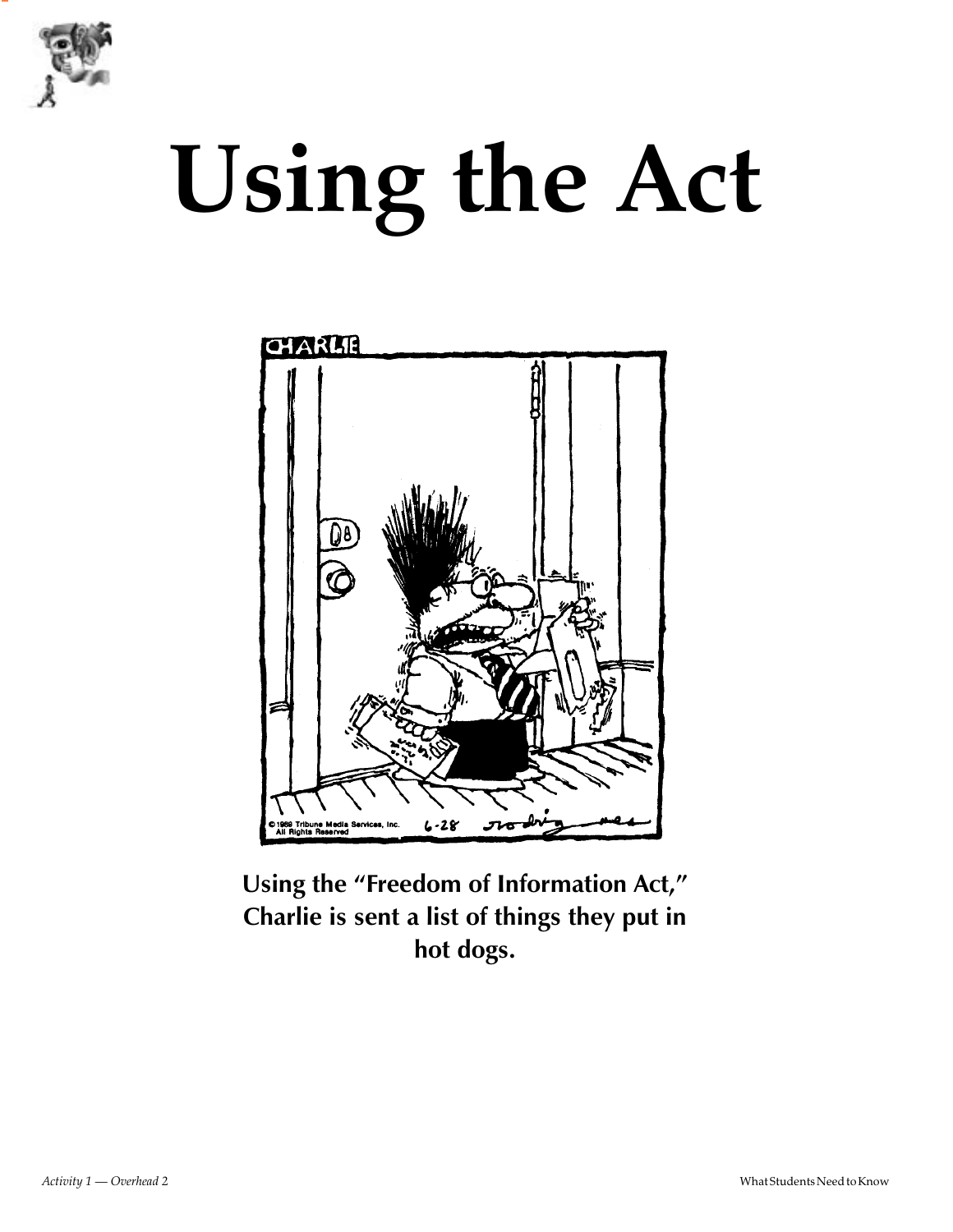# Using the Act

Using the "Freedom of Information Act," Charlie is sent a list of things they put in hot dogs.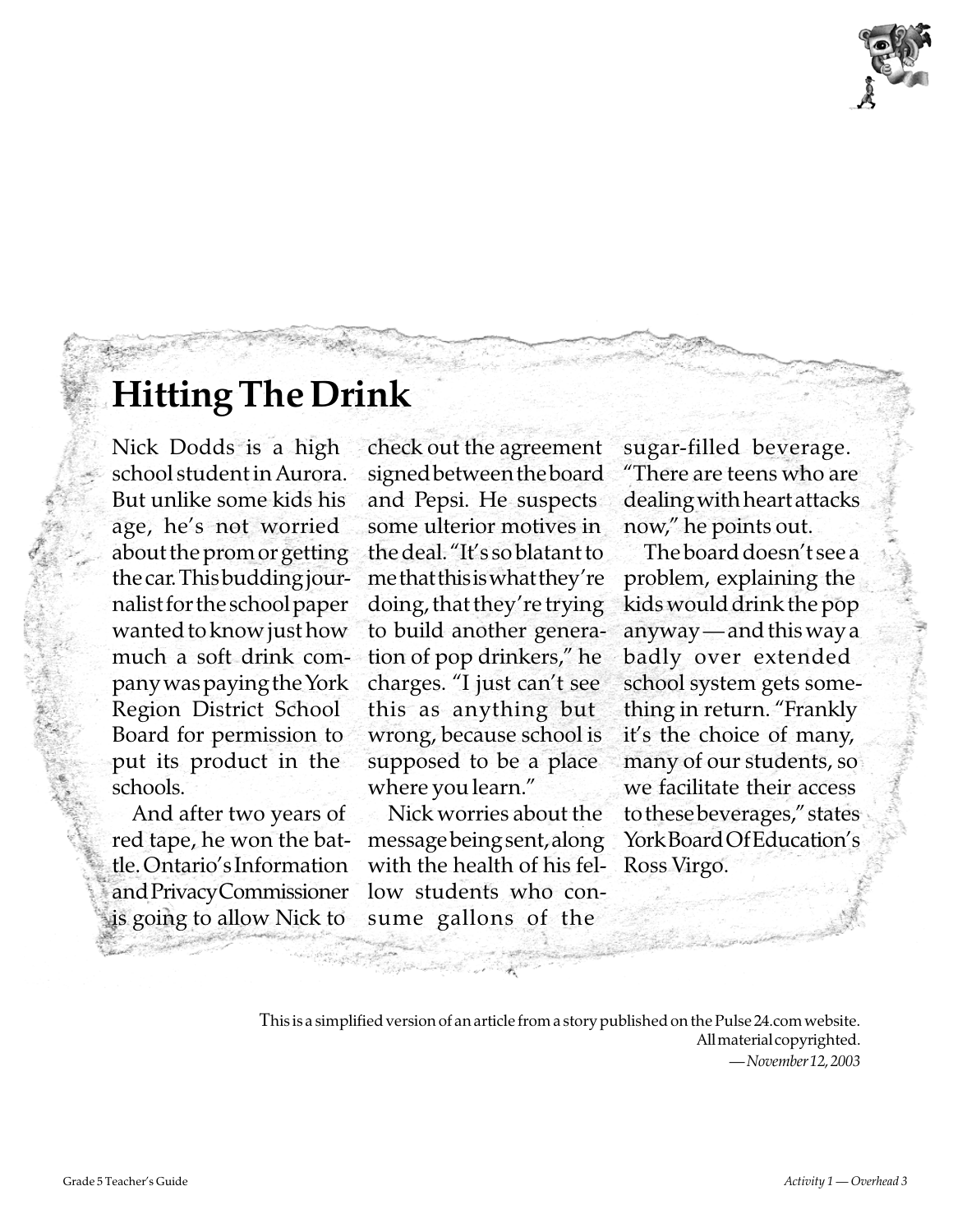# Hitting The Drink

Nick Dodds is a high school student in Aurora. But unlike some kids his age, he's not worried about the prom or getting the car. This budding journalist for the school paper wanted to know just how much a soft drink company was paying the York Region District School Board for permission to put its product in the schools.

And after two years of red tape, he won the battle. Ontario's Information and Privacy Commissioner is going to allow Nick to check out the agreement signed between the board and Pepsi. He suspects some ulterior motives in the deal. "It's so blatant to me that this is what they're doing, that they're trying to build another generation of pop drinkers," he charges. "I just can't see this as anything but wrong, because school is supposed to be a place where you learn."

Nick worries about the message being sent, along with the health of his fellow students who consume gallons of the sugar-filled beverage. "There are teens who are dealing with heart attacks now," he points out.

The board doesn't see a problem, explaining the kids would drink the pop anyway — and this way a badly over extended school system gets something in return. "Frankly it's the choice of many, many of our students, so we facilitate their access to these beverages," states York Board Of Education's Ross Virgo.

This is a simplified version of an article from a story published on the Pulse 24.com website.
All material copyrighted.
*— November 12, 2003*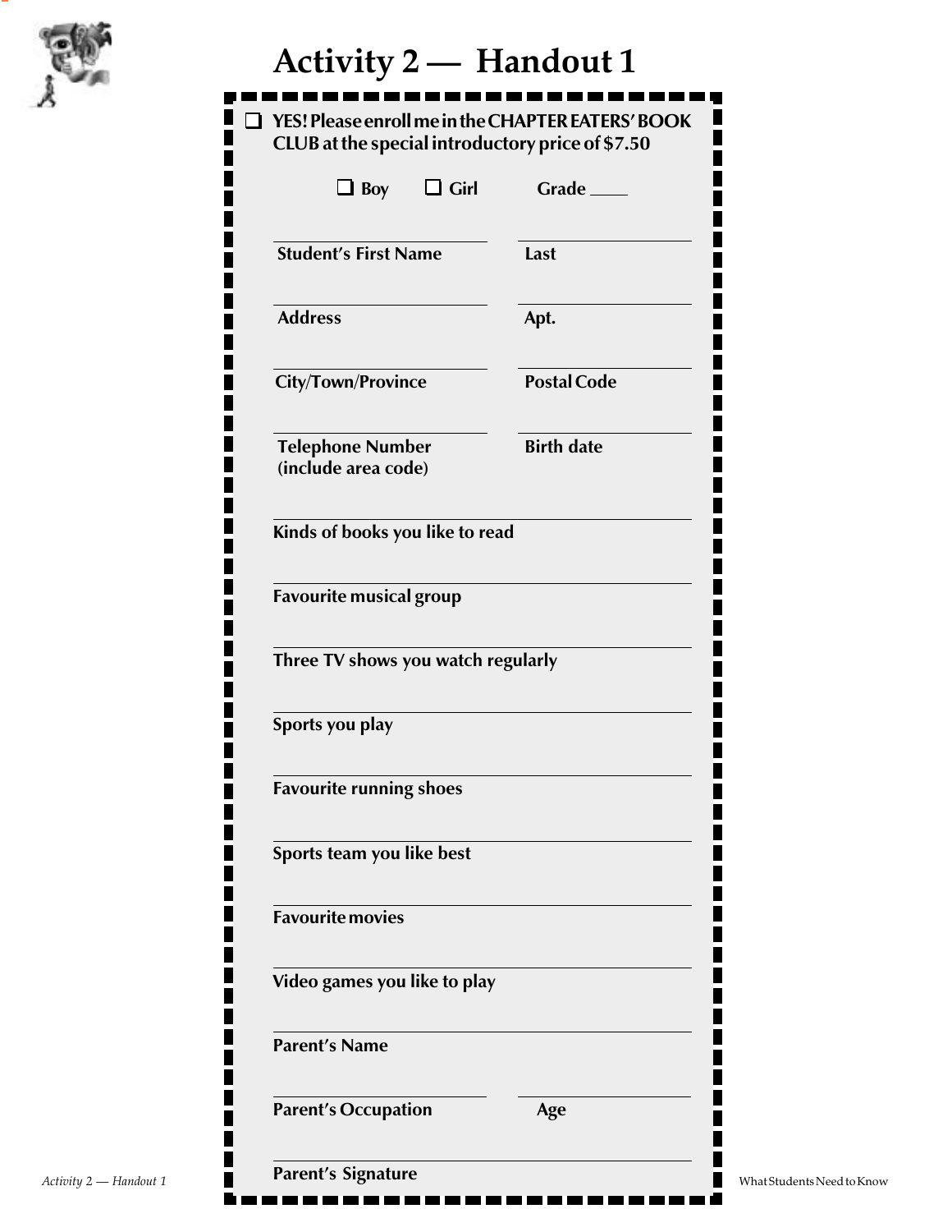# Activity 2 — Handout 1

☐ **YES! Please enroll me in the CHAPTER EATERS' BOOK CLUB at the special introductory price of $7.50**

☐ **Boy** ☐ **Girl** **Grade** ____

**Student's First Name** ____________________ **Last** ____________________

**Address** ____________________ **Apt.** ____________________

**City/Town/Province** ____________________ **Postal Code** ____________________

**Telephone Number (include area code)** ____________________ **Birth date** ____________________

**Kinds of books you like to read** ________________________________________

**Favourite musical group** ________________________________________

**Three TV shows you watch regularly** ________________________________________

**Sports you play** ________________________________________

**Favourite running shoes** ________________________________________

**Sports team you like best** ________________________________________

**Favourite movies** ________________________________________

**Video games you like to play** ________________________________________

**Parent's Name** ________________________________________

**Parent's Occupation** ____________________ **Age** ____________________

**Parent's Signature** ________________________________________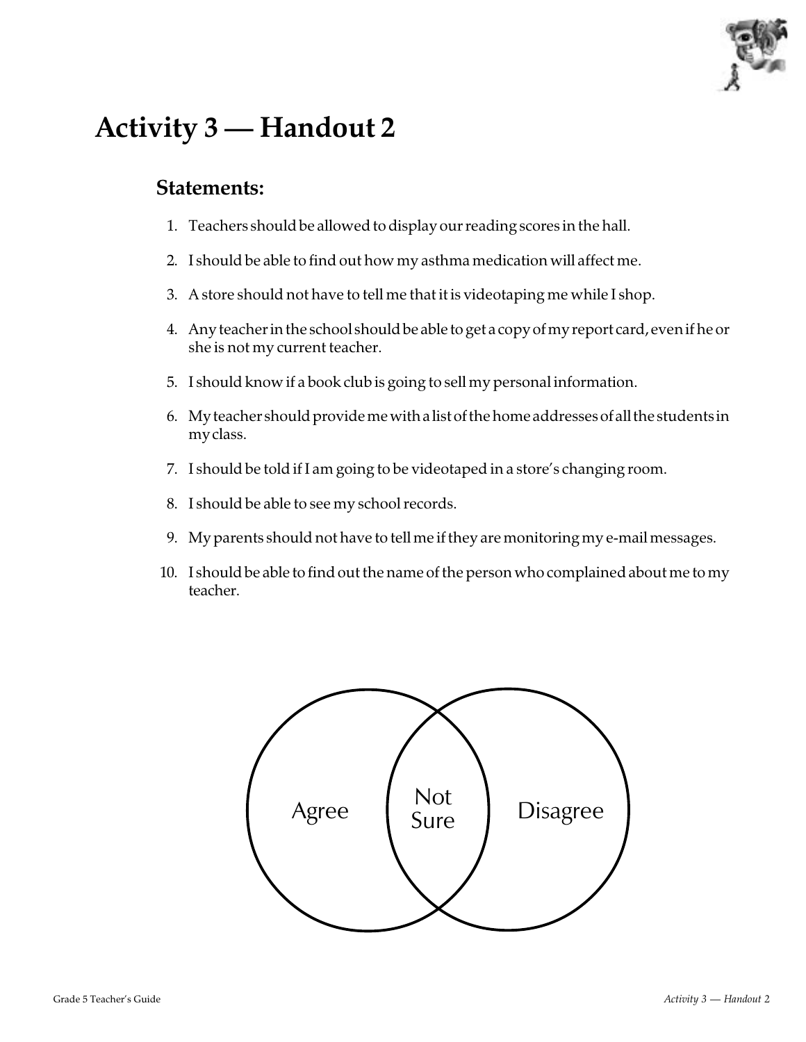# Activity 3 — Handout 2

## Statements:

1. Teachers should be allowed to display our reading scores in the hall.
2. I should be able to find out how my asthma medication will affect me.
3. A store should not have to tell me that it is videotaping me while I shop.
4. Any teacher in the school should be able to get a copy of my report card, even if he or she is not my current teacher.
5. I should know if a book club is going to sell my personal information.
6. My teacher should provide me with a list of the home addresses of all the students in my class.
7. I should be told if I am going to be videotaped in a store's changing room.
8. I should be able to see my school records.
9. My parents should not have to tell me if they are monitoring my e-mail messages.
10. I should be able to find out the name of the person who complained about me to my teacher.

Agree

Not Sure

Disagree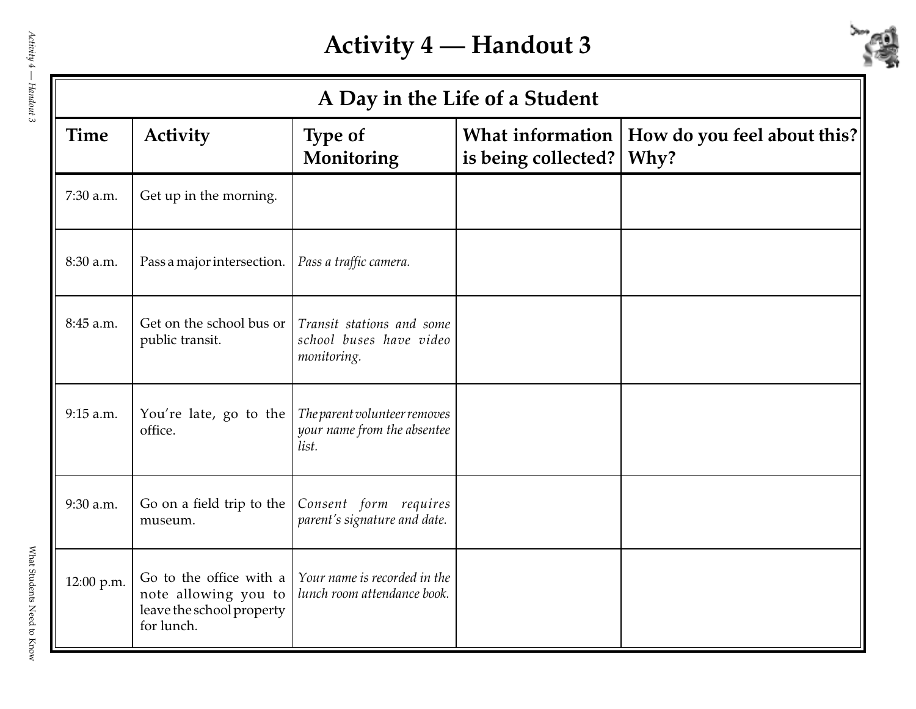# Activity 4 — Handout 3

## A Day in the Life of a Student

| Time | Activity | Type of Monitoring | What information is being collected? | How do you feel about this? Why? |
|---|---|---|---|---|
| 7:30 a.m. | Get up in the morning. | | | |
| 8:30 a.m. | Pass a major intersection. | *Pass a traffic camera.* | | |
| 8:45 a.m. | Get on the school bus or public transit. | *Transit stations and some school buses have video monitoring.* | | |
| 9:15 a.m. | You're late, go to the office. | *The parent volunteer removes your name from the absentee list.* | | |
| 9:30 a.m. | Go on a field trip to the museum. | *Consent form requires parent's signature and date.* | | |
| 12:00 p.m. | Go to the office with a note allowing you to leave the school property for lunch. | *Your name is recorded in the lunch room attendance book.* | | |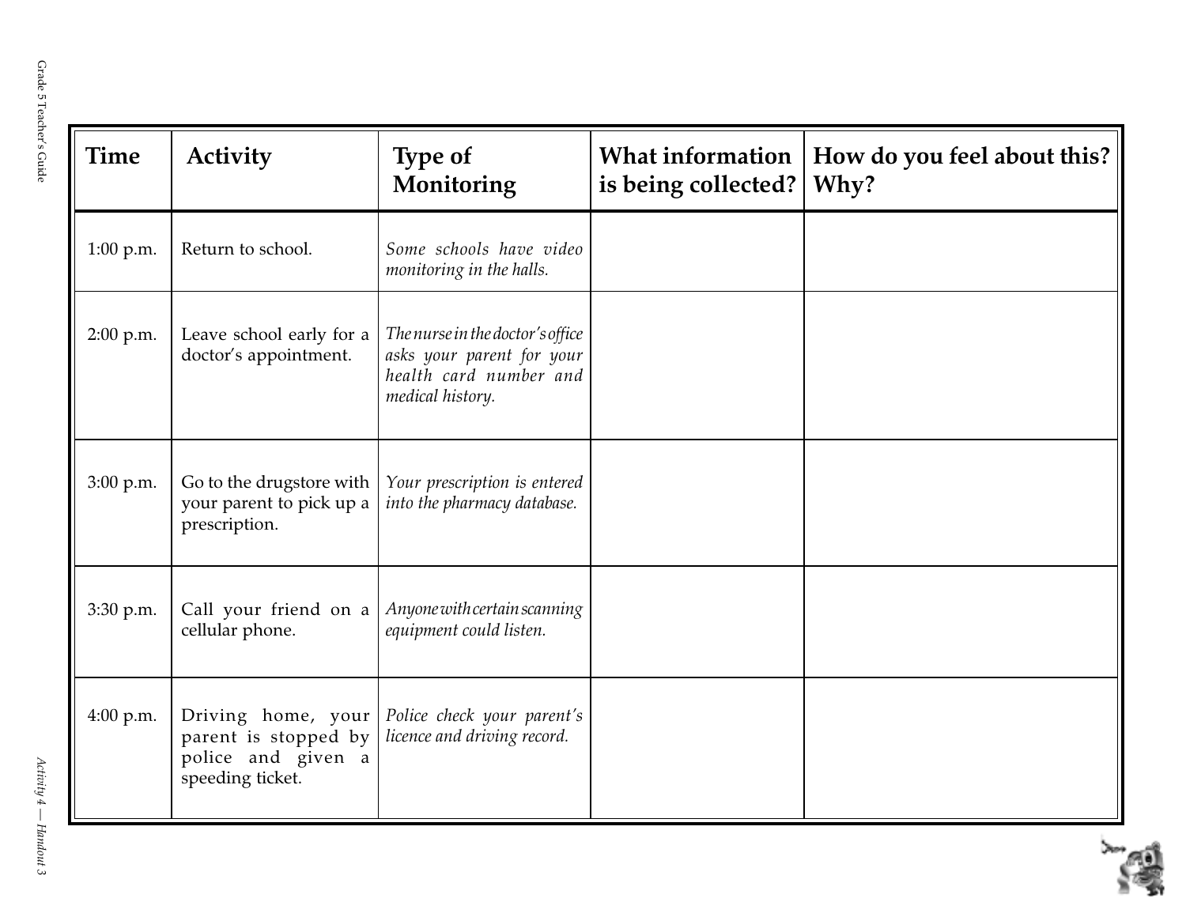| Time | Activity | Type of Monitoring | What information is being collected? | How do you feel about this? Why? |
|---|---|---|---|---|
| 1:00 p.m. | Return to school. | *Some schools have video monitoring in the halls.* | | |
| 2:00 p.m. | Leave school early for a doctor's appointment. | *The nurse in the doctor's office asks your parent for your health card number and medical history.* | | |
| 3:00 p.m. | Go to the drugstore with your parent to pick up a prescription. | *Your prescription is entered into the pharmacy database.* | | |
| 3:30 p.m. | Call your friend on a cellular phone. | *Anyone with certain scanning equipment could listen.* | | |
| 4:00 p.m. | Driving home, your parent is stopped by police and given a speeding ticket. | *Police check your parent's licence and driving record.* | | |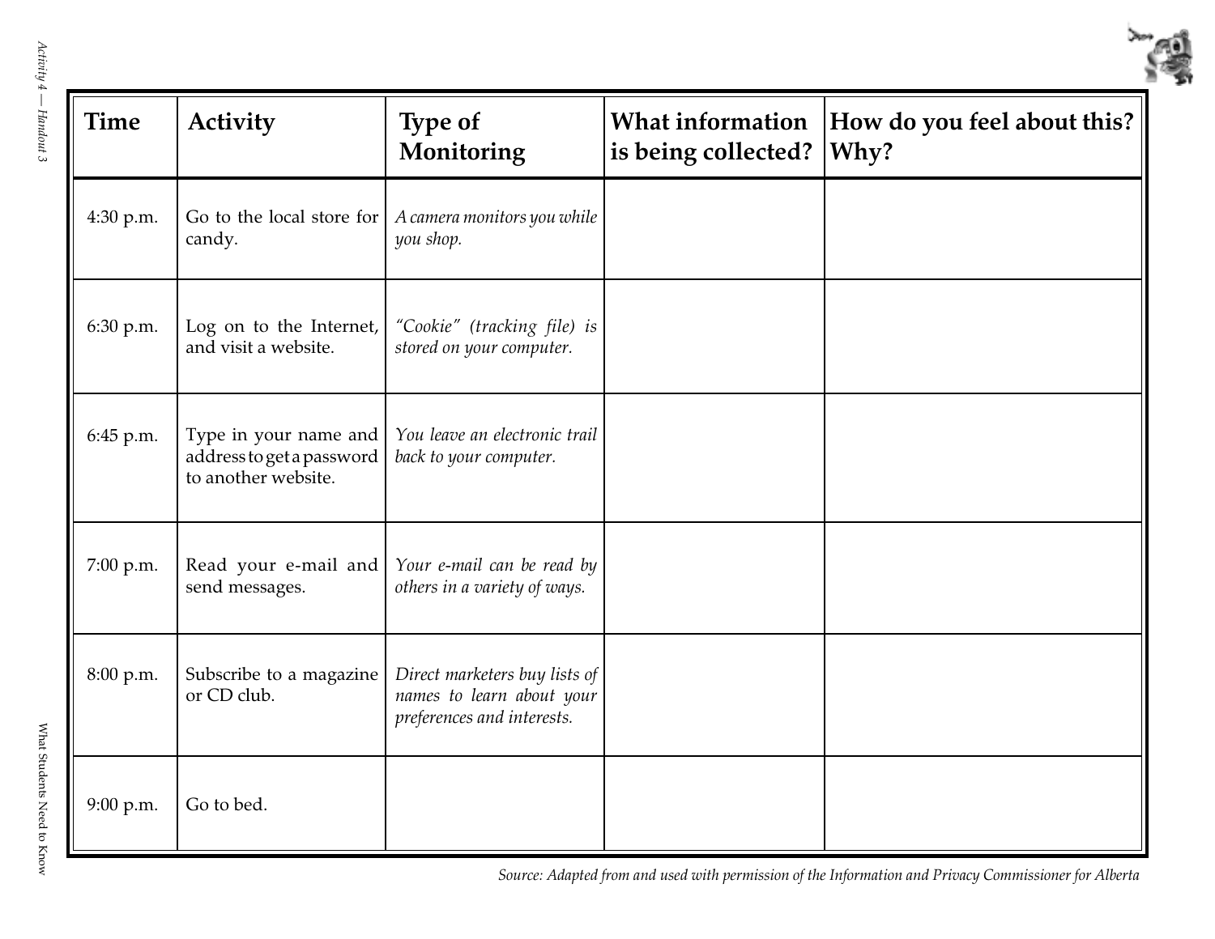| Time | Activity | Type of Monitoring | What information is being collected? | How do you feel about this? Why? |
|---|---|---|---|---|
| 4:30 p.m. | Go to the local store for candy. | *A camera monitors you while you shop.* | | |
| 6:30 p.m. | Log on to the Internet, and visit a website. | *"Cookie" (tracking file) is stored on your computer.* | | |
| 6:45 p.m. | Type in your name and address to get a password to another website. | *You leave an electronic trail back to your computer.* | | |
| 7:00 p.m. | Read your e-mail and send messages. | *Your e-mail can be read by others in a variety of ways.* | | |
| 8:00 p.m. | Subscribe to a magazine or CD club. | *Direct marketers buy lists of names to learn about your preferences and interests.* | | |
| 9:00 p.m. | Go to bed. | | | |

*Source: Adapted from and used with permission of the Information and Privacy Commissioner for Alberta*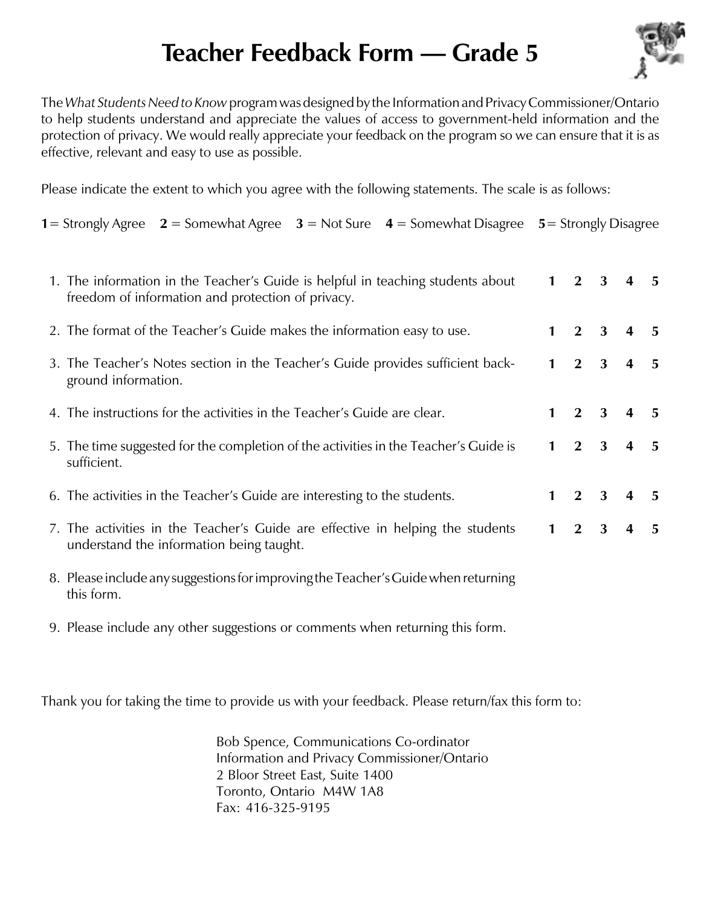# Teacher Feedback Form — Grade 5

The *What Students Need to Know* program was designed by the Information and Privacy Commissioner/Ontario to help students understand and appreciate the values of access to government-held information and the protection of privacy. We would really appreciate your feedback on the program so we can ensure that it is as effective, relevant and easy to use as possible.

Please indicate the extent to which you agree with the following statements. The scale is as follows:

**1** = Strongly Agree **2** = Somewhat Agree **3** = Not Sure **4** = Somewhat Disagree **5** = Strongly Disagree

| | | | | | |
|---|---|---|---|---|---|
| 1. The information in the Teacher's Guide is helpful in teaching students about freedom of information and protection of privacy. | **1** | **2** | **3** | **4** | **5** |
| 2. The format of the Teacher's Guide makes the information easy to use. | **1** | **2** | **3** | **4** | **5** |
| 3. The Teacher's Notes section in the Teacher's Guide provides sufficient background information. | **1** | **2** | **3** | **4** | **5** |
| 4. The instructions for the activities in the Teacher's Guide are clear. | **1** | **2** | **3** | **4** | **5** |
| 5. The time suggested for the completion of the activities in the Teacher's Guide is sufficient. | **1** | **2** | **3** | **4** | **5** |
| 6. The activities in the Teacher's Guide are interesting to the students. | **1** | **2** | **3** | **4** | **5** |
| 7. The activities in the Teacher's Guide are effective in helping the students understand the information being taught. | **1** | **2** | **3** | **4** | **5** |

8. Please include any suggestions for improving the Teacher's Guide when returning this form.

9. Please include any other suggestions or comments when returning this form.

Thank you for taking the time to provide us with your feedback. Please return/fax this form to:

Bob Spence, Communications Co-ordinator
Information and Privacy Commissioner/Ontario
2 Bloor Street East, Suite 1400
Toronto, Ontario M4W 1A8
Fax: 416-325-9195